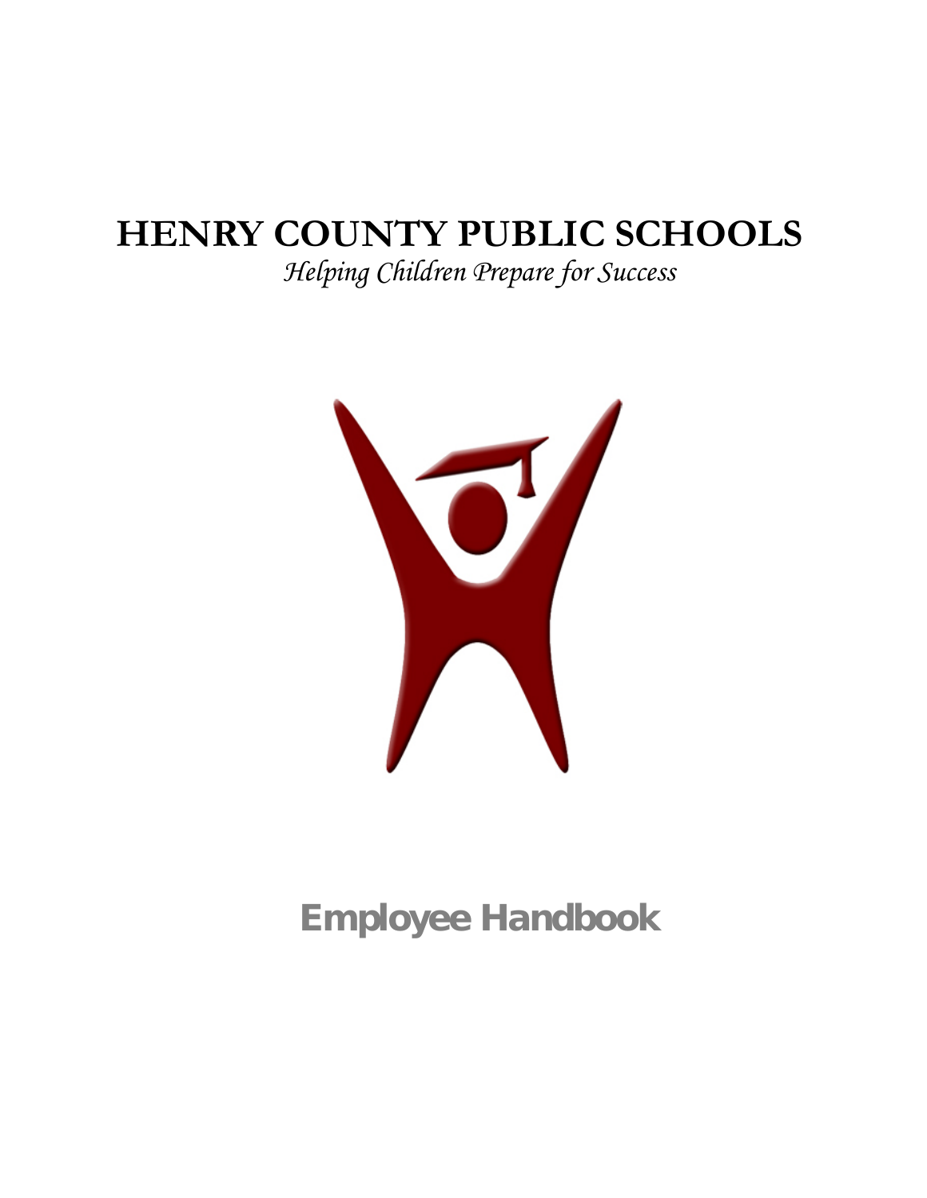# HENRY COUNTY PUBLIC SCHOOLS

*Helping Children Prepare for Success*

**Employee Handbook**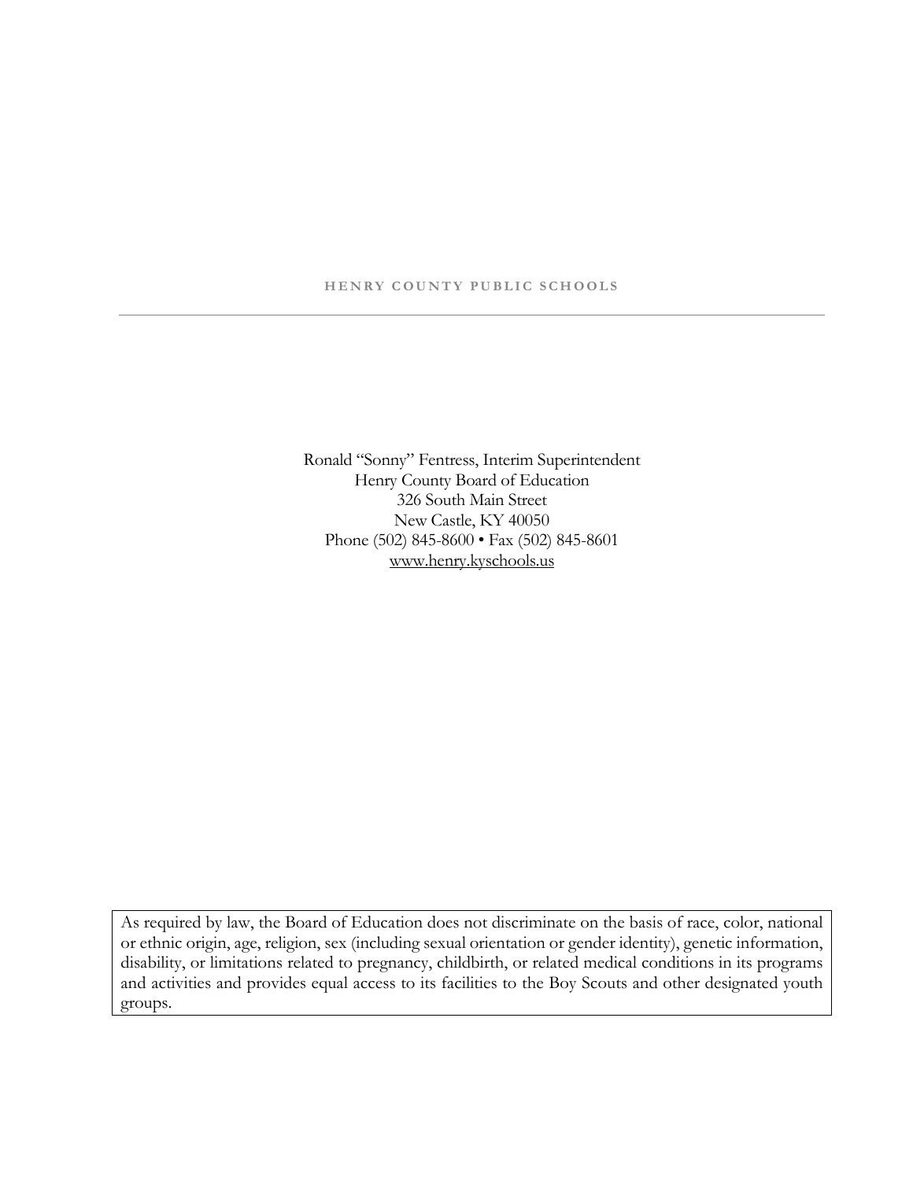HENRY COUNTY PUBLIC SCHOOLS

---

Ronald "Sonny" Fentress, Interim Superintendent
Henry County Board of Education
326 South Main Street
New Castle, KY 40050
Phone (502) 845-8600 • Fax (502) 845-8601
www.henry.kyschools.us

As required by law, the Board of Education does not discriminate on the basis of race, color, national or ethnic origin, age, religion, sex (including sexual orientation or gender identity), genetic information, disability, or limitations related to pregnancy, childbirth, or related medical conditions in its programs and activities and provides equal access to its facilities to the Boy Scouts and other designated youth groups.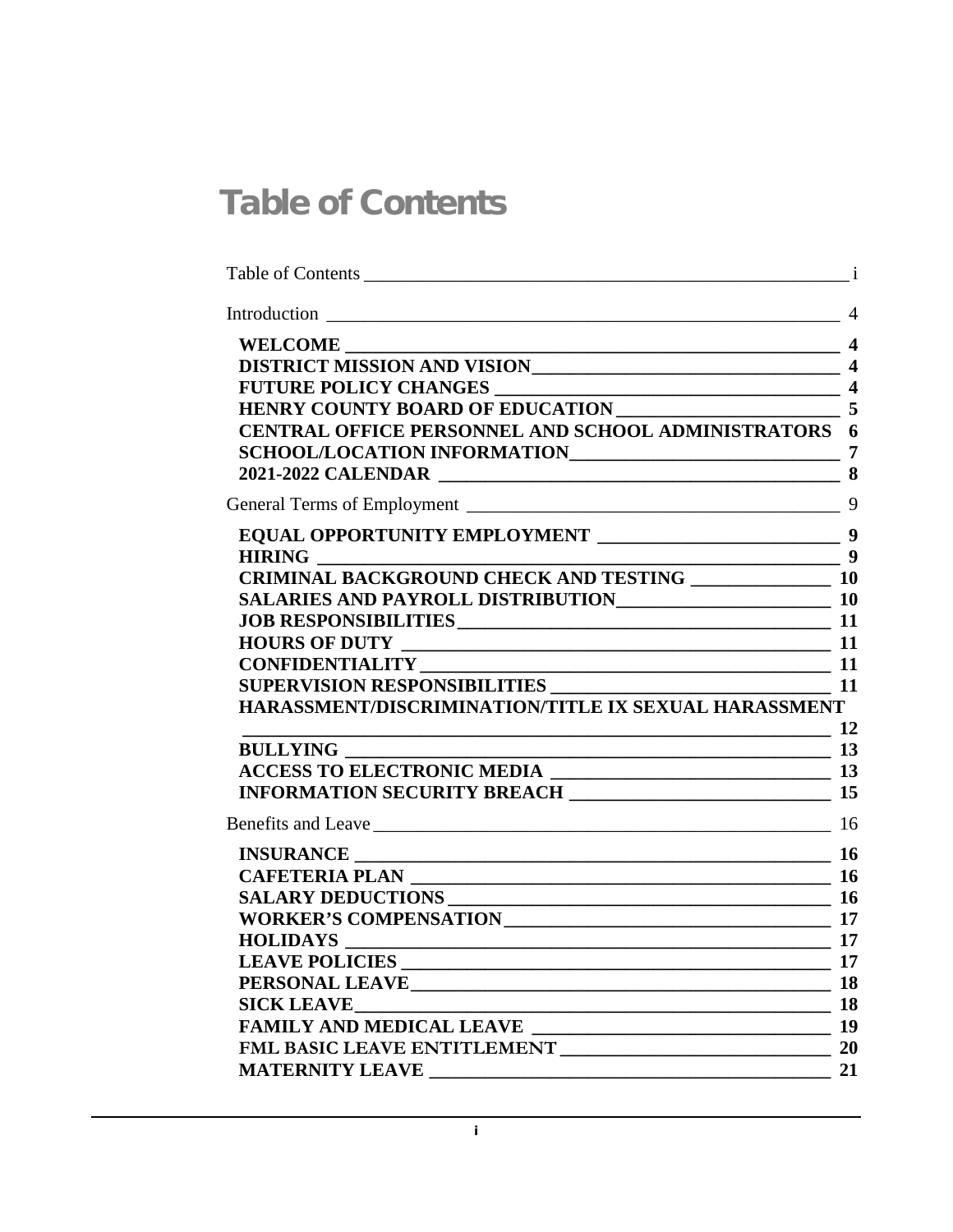# Table of Contents

Table of Contents ____ i

Introduction ____ 4

- **WELCOME ____ 4**
- **DISTRICT MISSION AND VISION ____ 4**
- **FUTURE POLICY CHANGES ____ 4**
- **HENRY COUNTY BOARD OF EDUCATION ____ 5**
- **CENTRAL OFFICE PERSONNEL AND SCHOOL ADMINISTRATORS 6**
- **SCHOOL/LOCATION INFORMATION ____ 7**
- **2021-2022 CALENDAR ____ 8**

General Terms of Employment ____ 9

- **EQUAL OPPORTUNITY EMPLOYMENT ____ 9**
- **HIRING ____ 9**
- **CRIMINAL BACKGROUND CHECK AND TESTING ____ 10**
- **SALARIES AND PAYROLL DISTRIBUTION ____ 10**
- **JOB RESPONSIBILITIES ____ 11**
- **HOURS OF DUTY ____ 11**
- **CONFIDENTIALITY ____ 11**
- **SUPERVISION RESPONSIBILITIES ____ 11**
- **HARASSMENT/DISCRIMINATION/TITLE IX SEXUAL HARASSMENT ____ 12**
- **BULLYING ____ 13**
- **ACCESS TO ELECTRONIC MEDIA ____ 13**
- **INFORMATION SECURITY BREACH ____ 15**

Benefits and Leave ____ 16

- **INSURANCE ____ 16**
- **CAFETERIA PLAN ____ 16**
- **SALARY DEDUCTIONS ____ 16**
- **WORKER'S COMPENSATION ____ 17**
- **HOLIDAYS ____ 17**
- **LEAVE POLICIES ____ 17**
- **PERSONAL LEAVE ____ 18**
- **SICK LEAVE ____ 18**
- **FAMILY AND MEDICAL LEAVE ____ 19**
- **FML BASIC LEAVE ENTITLEMENT ____ 20**
- **MATERNITY LEAVE ____ 21**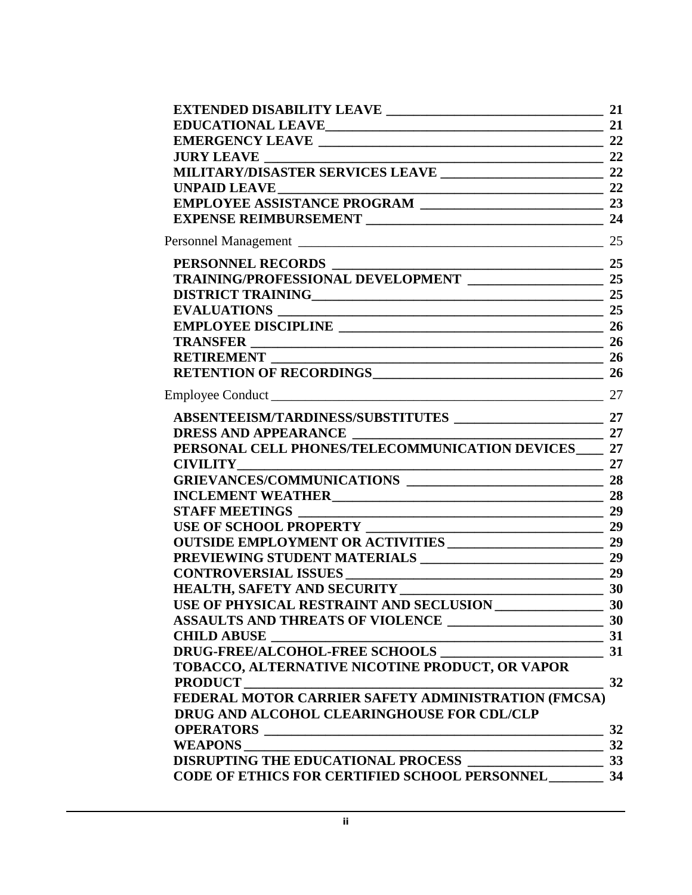- **EXTENDED DISABILITY LEAVE** — 21
- **EDUCATIONAL LEAVE** — 21
- **EMERGENCY LEAVE** — 22
- **JURY LEAVE** — 22
- **MILITARY/DISASTER SERVICES LEAVE** — 22
- **UNPAID LEAVE** — 22
- **EMPLOYEE ASSISTANCE PROGRAM** — 23
- **EXPENSE REIMBURSEMENT** — 24

Personnel Management — 25

- **PERSONNEL RECORDS** — 25
- **TRAINING/PROFESSIONAL DEVELOPMENT** — 25
- **DISTRICT TRAINING** — 25
- **EVALUATIONS** — 25
- **EMPLOYEE DISCIPLINE** — 26
- **TRANSFER** — 26
- **RETIREMENT** — 26
- **RETENTION OF RECORDINGS** — 26

Employee Conduct — 27

- **ABSENTEEISM/TARDINESS/SUBSTITUTES** — 27
- **DRESS AND APPEARANCE** — 27
- **PERSONAL CELL PHONES/TELECOMMUNICATION DEVICES** — 27
- **CIVILITY** — 27
- **GRIEVANCES/COMMUNICATIONS** — 28
- **INCLEMENT WEATHER** — 28
- **STAFF MEETINGS** — 29
- **USE OF SCHOOL PROPERTY** — 29
- **OUTSIDE EMPLOYMENT OR ACTIVITIES** — 29
- **PREVIEWING STUDENT MATERIALS** — 29
- **CONTROVERSIAL ISSUES** — 29
- **HEALTH, SAFETY AND SECURITY** — 30
- **USE OF PHYSICAL RESTRAINT AND SECLUSION** — 30
- **ASSAULTS AND THREATS OF VIOLENCE** — 30
- **CHILD ABUSE** — 31
- **DRUG-FREE/ALCOHOL-FREE SCHOOLS** — 31
- **TOBACCO, ALTERNATIVE NICOTINE PRODUCT, OR VAPOR PRODUCT** — 32
- **FEDERAL MOTOR CARRIER SAFETY ADMINISTRATION (FMCSA) DRUG AND ALCOHOL CLEARINGHOUSE FOR CDL/CLP OPERATORS** — 32
- **WEAPONS** — 32
- **DISRUPTING THE EDUCATIONAL PROCESS** — 33
- **CODE OF ETHICS FOR CERTIFIED SCHOOL PERSONNEL** — 34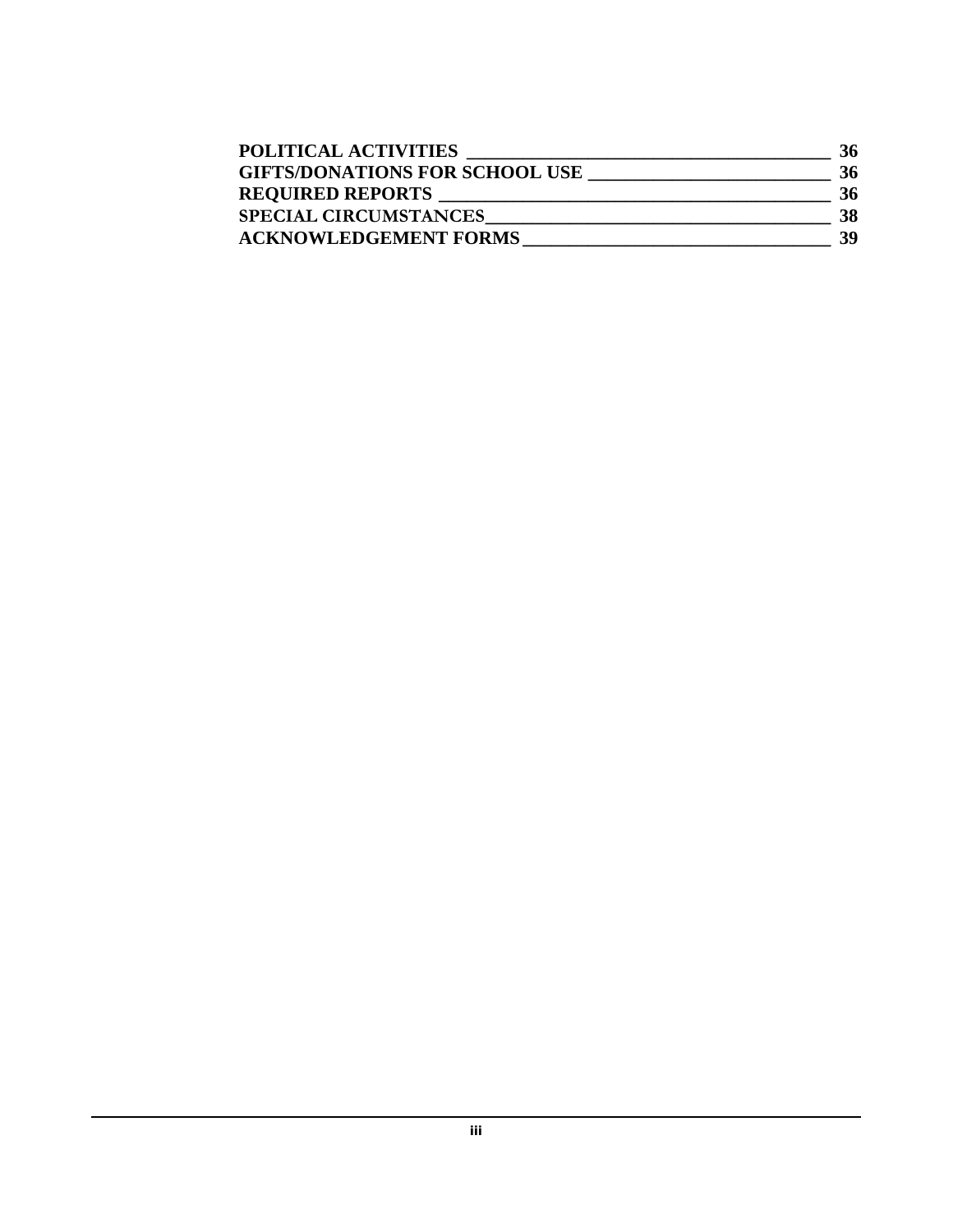**POLITICAL ACTIVITIES** ____________________ **36**
**GIFTS/DONATIONS FOR SCHOOL USE** ____________________ **36**
**REQUIRED REPORTS** ____________________ **36**
**SPECIAL CIRCUMSTANCES** ____________________ **38**
**ACKNOWLEDGEMENT FORMS** ____________________ **39**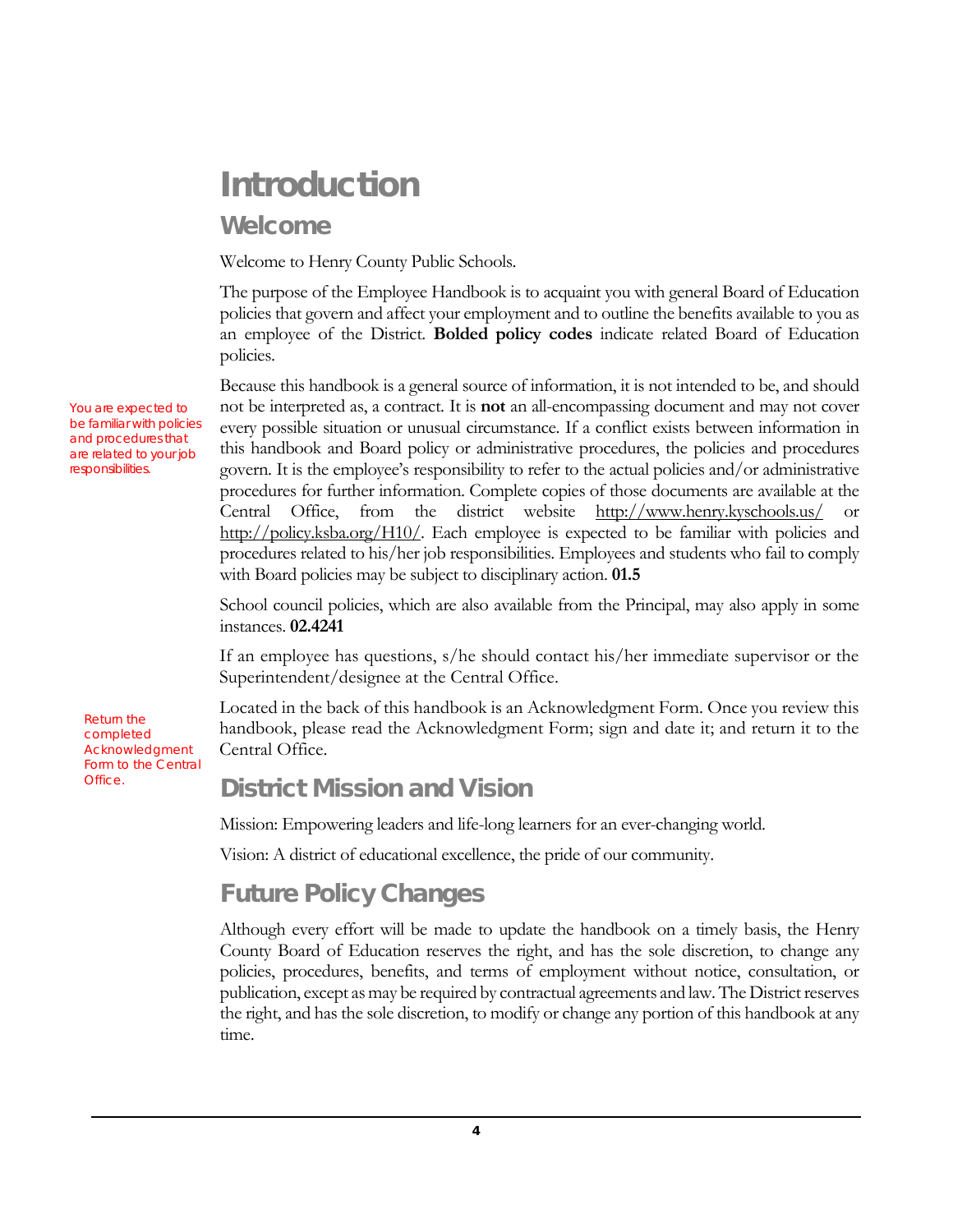# Introduction

## Welcome

Welcome to Henry County Public Schools.

The purpose of the Employee Handbook is to acquaint you with general Board of Education policies that govern and affect your employment and to outline the benefits available to you as an employee of the District. **Bolded policy codes** indicate related Board of Education policies.

You are expected to be familiar with policies and procedures that are related to your job responsibilities.

Because this handbook is a general source of information, it is not intended to be, and should not be interpreted as, a contract. It is **not** an all-encompassing document and may not cover every possible situation or unusual circumstance. If a conflict exists between information in this handbook and Board policy or administrative procedures, the policies and procedures govern. It is the employee's responsibility to refer to the actual policies and/or administrative procedures for further information. Complete copies of those documents are available at the Central Office, from the district website http://www.henry.kyschools.us/ or http://policy.ksba.org/H10/. Each employee is expected to be familiar with policies and procedures related to his/her job responsibilities. Employees and students who fail to comply with Board policies may be subject to disciplinary action. **01.5**

School council policies, which are also available from the Principal, may also apply in some instances. **02.4241**

If an employee has questions, s/he should contact his/her immediate supervisor or the Superintendent/designee at the Central Office.

Return the completed Acknowledgment Form to the Central Office.

Located in the back of this handbook is an Acknowledgment Form. Once you review this handbook, please read the Acknowledgment Form; sign and date it; and return it to the Central Office.

## District Mission and Vision

Mission: Empowering leaders and life-long learners for an ever-changing world.

Vision: A district of educational excellence, the pride of our community.

## Future Policy Changes

Although every effort will be made to update the handbook on a timely basis, the Henry County Board of Education reserves the right, and has the sole discretion, to change any policies, procedures, benefits, and terms of employment without notice, consultation, or publication, except as may be required by contractual agreements and law. The District reserves the right, and has the sole discretion, to modify or change any portion of this handbook at any time.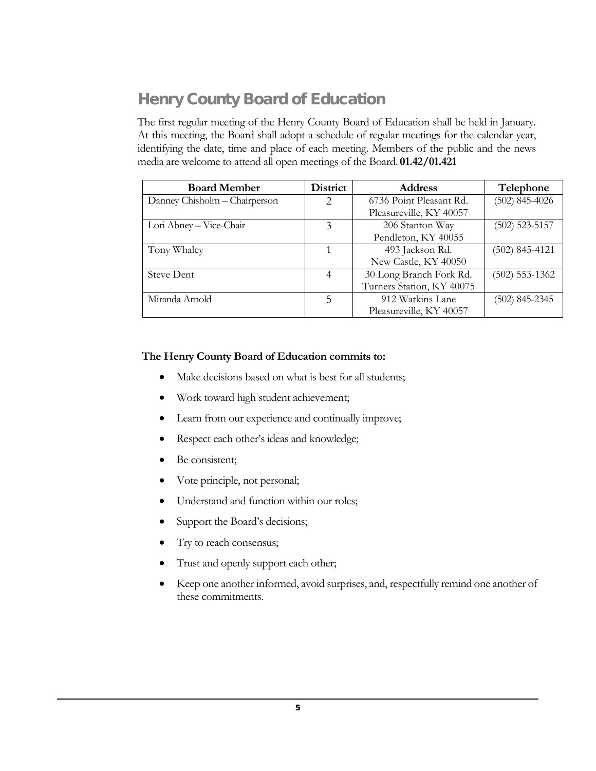# Henry County Board of Education

The first regular meeting of the Henry County Board of Education shall be held in January. At this meeting, the Board shall adopt a schedule of regular meetings for the calendar year, identifying the date, time and place of each meeting. Members of the public and the news media are welcome to attend all open meetings of the Board. **01.42/01.421**

| Board Member | District | Address | Telephone |
|---|---|---|---|
| Danney Chisholm – Chairperson | 2 | 6736 Point Pleasant Rd. Pleasureville, KY 40057 | (502) 845-4026 |
| Lori Abney – Vice-Chair | 3 | 206 Stanton Way Pendleton, KY 40055 | (502) 523-5157 |
| Tony Whaley | 1 | 493 Jackson Rd. New Castle, KY 40050 | (502) 845-4121 |
| Steve Dent | 4 | 30 Long Branch Fork Rd. Turners Station, KY 40075 | (502) 553-1362 |
| Miranda Arnold | 5 | 912 Watkins Lane Pleasureville, KY 40057 | (502) 845-2345 |

**The Henry County Board of Education commits to:**

- Make decisions based on what is best for all students;
- Work toward high student achievement;
- Learn from our experience and continually improve;
- Respect each other's ideas and knowledge;
- Be consistent;
- Vote principle, not personal;
- Understand and function within our roles;
- Support the Board's decisions;
- Try to reach consensus;
- Trust and openly support each other;
- Keep one another informed, avoid surprises, and, respectfully remind one another of these commitments.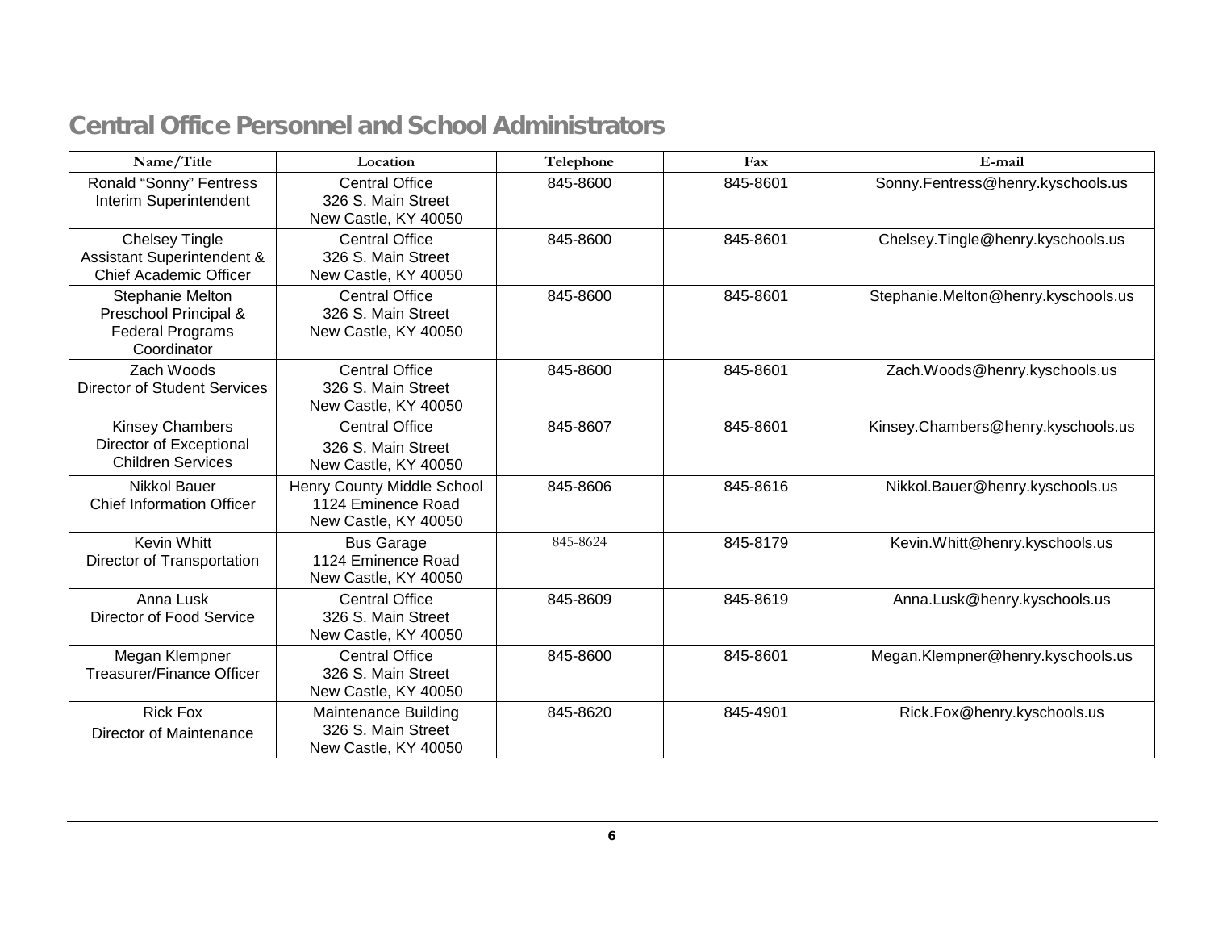## Central Office Personnel and School Administrators

| Name/Title | Location | Telephone | Fax | E-mail |
| --- | --- | --- | --- | --- |
| Ronald "Sonny" Fentress<br>Interim Superintendent | Central Office<br>326 S. Main Street<br>New Castle, KY 40050 | 845-8600 | 845-8601 | Sonny.Fentress@henry.kyschools.us |
| Chelsey Tingle<br>Assistant Superintendent &<br>Chief Academic Officer | Central Office<br>326 S. Main Street<br>New Castle, KY 40050 | 845-8600 | 845-8601 | Chelsey.Tingle@henry.kyschools.us |
| Stephanie Melton<br>Preschool Principal &<br>Federal Programs<br>Coordinator | Central Office<br>326 S. Main Street<br>New Castle, KY 40050 | 845-8600 | 845-8601 | Stephanie.Melton@henry.kyschools.us |
| Zach Woods<br>Director of Student Services | Central Office<br>326 S. Main Street<br>New Castle, KY 40050 | 845-8600 | 845-8601 | Zach.Woods@henry.kyschools.us |
| Kinsey Chambers<br>Director of Exceptional<br>Children Services | Central Office<br>326 S. Main Street<br>New Castle, KY 40050 | 845-8607 | 845-8601 | Kinsey.Chambers@henry.kyschools.us |
| Nikkol Bauer<br>Chief Information Officer | Henry County Middle School<br>1124 Eminence Road<br>New Castle, KY 40050 | 845-8606 | 845-8616 | Nikkol.Bauer@henry.kyschools.us |
| Kevin Whitt<br>Director of Transportation | Bus Garage<br>1124 Eminence Road<br>New Castle, KY 40050 | 845-8624 | 845-8179 | Kevin.Whitt@henry.kyschools.us |
| Anna Lusk<br>Director of Food Service | Central Office<br>326 S. Main Street<br>New Castle, KY 40050 | 845-8609 | 845-8619 | Anna.Lusk@henry.kyschools.us |
| Megan Klempner<br>Treasurer/Finance Officer | Central Office<br>326 S. Main Street<br>New Castle, KY 40050 | 845-8600 | 845-8601 | Megan.Klempner@henry.kyschools.us |
| Rick Fox<br>Director of Maintenance | Maintenance Building<br>326 S. Main Street<br>New Castle, KY 40050 | 845-8620 | 845-4901 | Rick.Fox@henry.kyschools.us |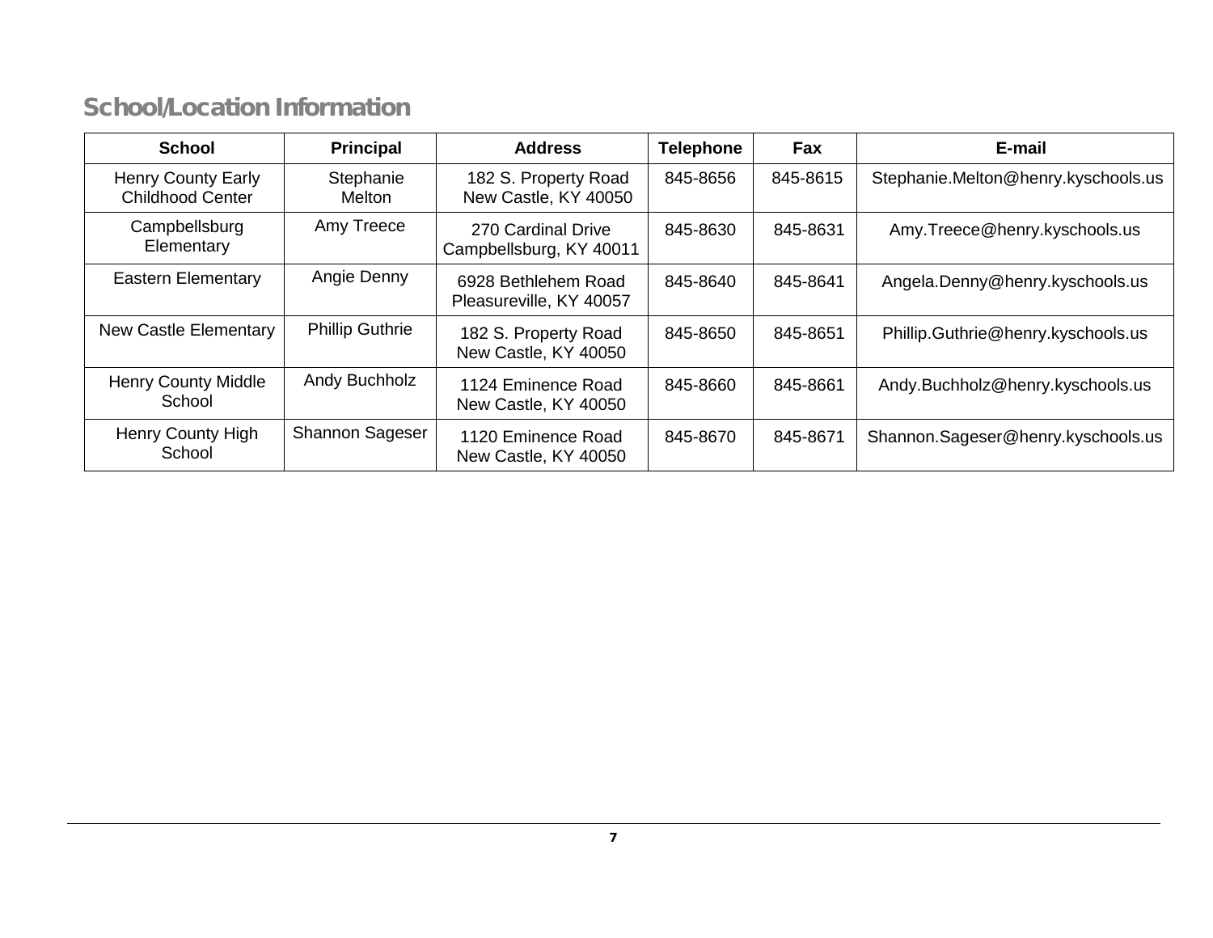## School/Location Information

| School | Principal | Address | Telephone | Fax | E-mail |
|---|---|---|---|---|---|
| Henry County Early Childhood Center | Stephanie Melton | 182 S. Property Road New Castle, KY 40050 | 845-8656 | 845-8615 | Stephanie.Melton@henry.kyschools.us |
| Campbellsburg Elementary | Amy Treece | 270 Cardinal Drive Campbellsburg, KY 40011 | 845-8630 | 845-8631 | Amy.Treece@henry.kyschools.us |
| Eastern Elementary | Angie Denny | 6928 Bethlehem Road Pleasureville, KY 40057 | 845-8640 | 845-8641 | Angela.Denny@henry.kyschools.us |
| New Castle Elementary | Phillip Guthrie | 182 S. Property Road New Castle, KY 40050 | 845-8650 | 845-8651 | Phillip.Guthrie@henry.kyschools.us |
| Henry County Middle School | Andy Buchholz | 1124 Eminence Road New Castle, KY 40050 | 845-8660 | 845-8661 | Andy.Buchholz@henry.kyschools.us |
| Henry County High School | Shannon Sageser | 1120 Eminence Road New Castle, KY 40050 | 845-8670 | 845-8671 | Shannon.Sageser@henry.kyschools.us |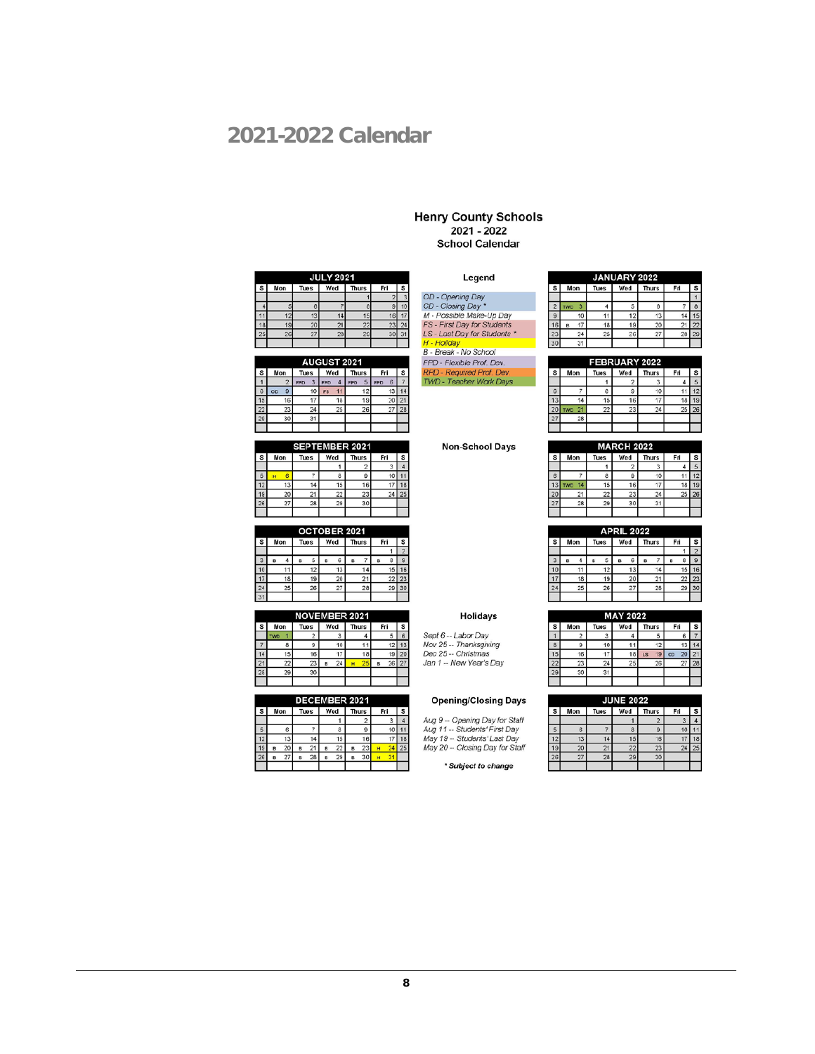# 2021-2022 Calendar

## Henry County Schools
### 2021 - 2022
### School Calendar

**JULY 2021**

| S | Mon | Tues | Wed | Thurs | Fri | S |
|---|---|---|---|---|---|---|
| | | | | 1 | 2 | 3 |
| 4 | 5 | 6 | 7 | 8 | 9 | 10 |
| 11 | 12 | 13 | 14 | 15 | 16 | 17 |
| 18 | 19 | 20 | 21 | 22 | 23 | 24 |
| 25 | 26 | 27 | 28 | 29 | 30 | 31 |

**AUGUST 2021**

| S | Mon | Tues | Wed | Thurs | Fri | S |
|---|---|---|---|---|---|---|
| 1 | 2 | FPD 3 | FPD 4 | FPD 5 | FPD 6 | 7 |
| 8 | OD 9 | 10 | FS 11 | 12 | 13 | 14 |
| 15 | 16 | 17 | 18 | 19 | 20 | 21 |
| 22 | 23 | 24 | 25 | 26 | 27 | 28 |
| 29 | 30 | 31 | | | | |

**SEPTEMBER 2021**

| S | Mon | Tues | Wed | Thurs | Fri | S |
|---|---|---|---|---|---|---|
| | | | 1 | 2 | 3 | 4 |
| 5 | H 6 | 7 | 8 | 9 | 10 | 11 |
| 12 | 13 | 14 | 15 | 16 | 17 | 18 |
| 19 | 20 | 21 | 22 | 23 | 24 | 25 |
| 26 | 27 | 28 | 29 | 30 | | |

**OCTOBER 2021**

| S | Mon | Tues | Wed | Thurs | Fri | S |
|---|---|---|---|---|---|---|
| | | | | | 1 | 2 |
| 3 | B 4 | B 5 | B 6 | B 7 | B 8 | 9 |
| 10 | 11 | 12 | 13 | 14 | 15 | 16 |
| 17 | 18 | 19 | 20 | 21 | 22 | 23 |
| 24 | 25 | 26 | 27 | 28 | 29 | 30 |
| 31 | | | | | | |

**NOVEMBER 2021**

| S | Mon | Tues | Wed | Thurs | Fri | S |
|---|---|---|---|---|---|---|
| | TWD 1 | 2 | 3 | 4 | 5 | 6 |
| 7 | 8 | 9 | 10 | 11 | 12 | 13 |
| 14 | 15 | 16 | 17 | 18 | 19 | 20 |
| 21 | 22 | 23 | B 24 | H 25 | B 26 | 27 |
| 28 | 29 | 30 | | | | |

**DECEMBER 2021**

| S | Mon | Tues | Wed | Thurs | Fri | S |
|---|---|---|---|---|---|---|
| | | | 1 | 2 | 3 | 4 |
| 5 | 6 | 7 | 8 | 9 | 10 | 11 |
| 12 | 13 | 14 | 15 | 16 | 17 | 18 |
| 19 | B 20 | B 21 | B 22 | B 23 | H 24 | 25 |
| 26 | B 27 | B 28 | B 29 | B 30 | H 31 | |

**Legend**

- *OD - Opening Day*
- *CD - Closing Day \**
- *M - Possible Make-Up Day*
- *FS - First Day for Students*
- *LS - Last Day for Students \**
- *H - Holiday*
- *B - Break - No School*
- *FPD - Flexible Prof. Dev.*
- *RPD - Required Prof. Dev*
- *TWD - Teacher Work Days*

**Non-School Days**

**Holidays**

- *Sept 6 -- Labor Day*
- *Nov 25 -- Thanksgiving*
- *Dec 25 -- Christmas*
- *Jan 1 -- New Year's Day*

**Opening/Closing Days**

- *Aug 9 -- Opening Day for Staff*
- *Aug 11 -- Students' First Day*
- *May 19 -- Students' Last Day*
- *May 20 -- Closing Day for Staff*

***\* Subject to change***

**JANUARY 2022**

| S | Mon | Tues | Wed | Thurs | Fri | S |
|---|---|---|---|---|---|---|
| | | | | | | 1 |
| 2 | TWD 3 | 4 | 5 | 6 | 7 | 8 |
| 9 | 10 | 11 | 12 | 13 | 14 | 15 |
| 16 | B 17 | 18 | 19 | 20 | 21 | 22 |
| 23 | 24 | 25 | 26 | 27 | 28 | 29 |
| 30 | 31 | | | | | |

**FEBRUARY 2022**

| S | Mon | Tues | Wed | Thurs | Fri | S |
|---|---|---|---|---|---|---|
| | | 1 | 2 | 3 | 4 | 5 |
| 6 | 7 | 8 | 9 | 10 | 11 | 12 |
| 13 | 14 | 15 | 16 | 17 | 18 | 19 |
| 20 | TWD 21 | 22 | 23 | 24 | 25 | 26 |
| 27 | 28 | | | | | |

**MARCH 2022**

| S | Mon | Tues | Wed | Thurs | Fri | S |
|---|---|---|---|---|---|---|
| | | 1 | 2 | 3 | 4 | 5 |
| 6 | 7 | 8 | 9 | 10 | 11 | 12 |
| 13 | TWD 14 | 15 | 16 | 17 | 18 | 19 |
| 20 | 21 | 22 | 23 | 24 | 25 | 26 |
| 27 | 28 | 29 | 30 | 31 | | |

**APRIL 2022**

| S | Mon | Tues | Wed | Thurs | Fri | S |
|---|---|---|---|---|---|---|
| | | | | | 1 | 2 |
| 3 | B 4 | B 5 | B 6 | B 7 | B 8 | 9 |
| 10 | 11 | 12 | 13 | 14 | 15 | 16 |
| 17 | 18 | 19 | 20 | 21 | 22 | 23 |
| 24 | 25 | 26 | 27 | 28 | 29 | 30 |

**MAY 2022**

| S | Mon | Tues | Wed | Thurs | Fri | S |
|---|---|---|---|---|---|---|
| 1 | 2 | 3 | 4 | 5 | 6 | 7 |
| 8 | 9 | 10 | 11 | 12 | 13 | 14 |
| 15 | 16 | 17 | 18 | LS 19 | CD 20 | 21 |
| 22 | 23 | 24 | 25 | 26 | 27 | 28 |
| 29 | 30 | 31 | | | | |

**JUNE 2022**

| S | Mon | Tues | Wed | Thurs | Fri | S |
|---|---|---|---|---|---|---|
| | | | 1 | 2 | 3 | 4 |
| 5 | 6 | 7 | 8 | 9 | 10 | 11 |
| 12 | 13 | 14 | 15 | 16 | 17 | 18 |
| 19 | 20 | 21 | 22 | 23 | 24 | 25 |
| 26 | 27 | 28 | 29 | 30 | | |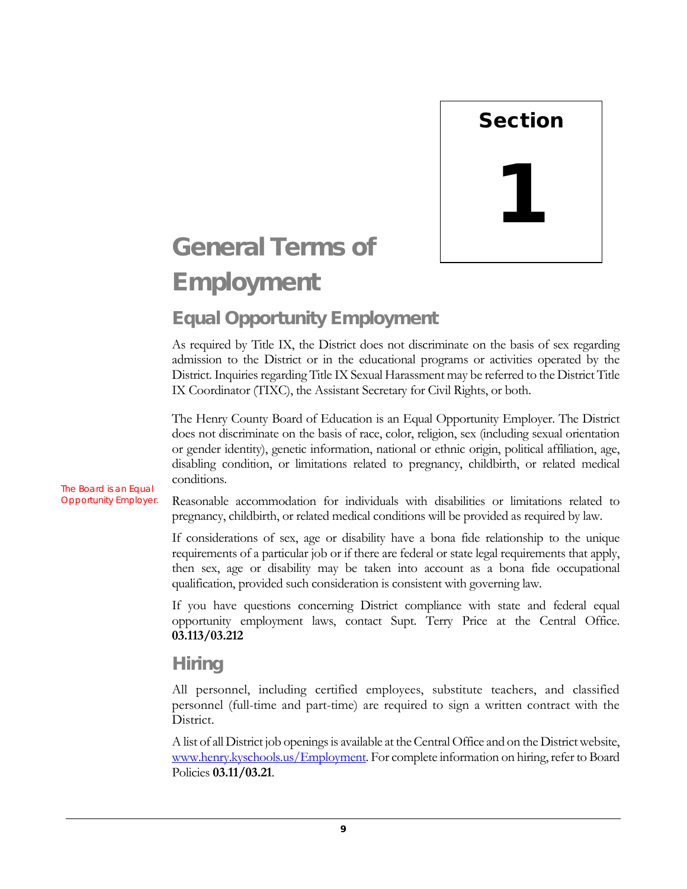# Section 1

# General Terms of Employment

## Equal Opportunity Employment

As required by Title IX, the District does not discriminate on the basis of sex regarding admission to the District or in the educational programs or activities operated by the District. Inquiries regarding Title IX Sexual Harassment may be referred to the District Title IX Coordinator (TIXC), the Assistant Secretary for Civil Rights, or both.

The Henry County Board of Education is an Equal Opportunity Employer. The District does not discriminate on the basis of race, color, religion, sex (including sexual orientation or gender identity), genetic information, national or ethnic origin, political affiliation, age, disabling condition, or limitations related to pregnancy, childbirth, or related medical conditions.

*The Board is an Equal Opportunity Employer.*

Reasonable accommodation for individuals with disabilities or limitations related to pregnancy, childbirth, or related medical conditions will be provided as required by law.

If considerations of sex, age or disability have a bona fide relationship to the unique requirements of a particular job or if there are federal or state legal requirements that apply, then sex, age or disability may be taken into account as a bona fide occupational qualification, provided such consideration is consistent with governing law.

If you have questions concerning District compliance with state and federal equal opportunity employment laws, contact Supt. Terry Price at the Central Office. **03.113/03.212**

## Hiring

All personnel, including certified employees, substitute teachers, and classified personnel (full-time and part-time) are required to sign a written contract with the District.

A list of all District job openings is available at the Central Office and on the District website, [www.henry.kyschools.us/Employment](http://www.henry.kyschools.us/Employment). For complete information on hiring, refer to Board Policies **03.11/03.21**.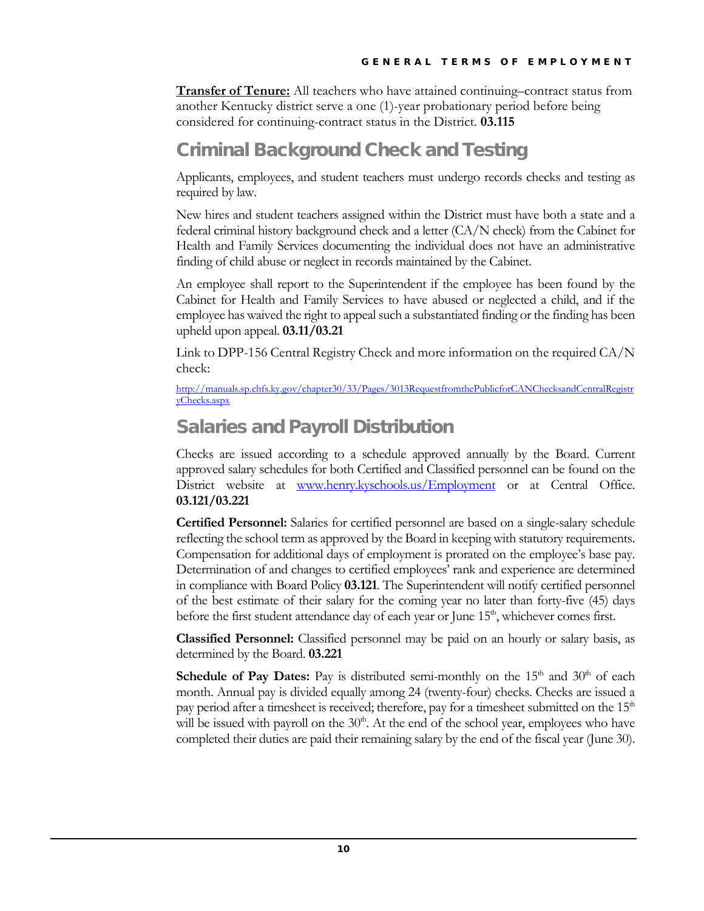**Transfer of Tenure:** All teachers who have attained continuing–contract status from another Kentucky district serve a one (1)-year probationary period before being considered for continuing-contract status in the District. **03.115**

## Criminal Background Check and Testing

Applicants, employees, and student teachers must undergo records checks and testing as required by law.

New hires and student teachers assigned within the District must have both a state and a federal criminal history background check and a letter (CA/N check) from the Cabinet for Health and Family Services documenting the individual does not have an administrative finding of child abuse or neglect in records maintained by the Cabinet.

An employee shall report to the Superintendent if the employee has been found by the Cabinet for Health and Family Services to have abused or neglected a child, and if the employee has waived the right to appeal such a substantiated finding or the finding has been upheld upon appeal. **03.11/03.21**

Link to DPP-156 Central Registry Check and more information on the required CA/N check:

http://manuals.sp.chfs.ky.gov/chapter30/33/Pages/3013RequestfromthePublicforCANChecksandCentralRegistryChecks.aspx

## Salaries and Payroll Distribution

Checks are issued according to a schedule approved annually by the Board. Current approved salary schedules for both Certified and Classified personnel can be found on the District website at www.henry.kyschools.us/Employment or at Central Office. **03.121/03.221**

**Certified Personnel:** Salaries for certified personnel are based on a single-salary schedule reflecting the school term as approved by the Board in keeping with statutory requirements. Compensation for additional days of employment is prorated on the employee's base pay. Determination of and changes to certified employees' rank and experience are determined in compliance with Board Policy **03.121**. The Superintendent will notify certified personnel of the best estimate of their salary for the coming year no later than forty-five (45) days before the first student attendance day of each year or June 15th, whichever comes first.

**Classified Personnel:** Classified personnel may be paid on an hourly or salary basis, as determined by the Board. **03.221**

**Schedule of Pay Dates:** Pay is distributed semi-monthly on the 15th and 30th of each month. Annual pay is divided equally among 24 (twenty-four) checks. Checks are issued a pay period after a timesheet is received; therefore, pay for a timesheet submitted on the 15th will be issued with payroll on the 30th. At the end of the school year, employees who have completed their duties are paid their remaining salary by the end of the fiscal year (June 30).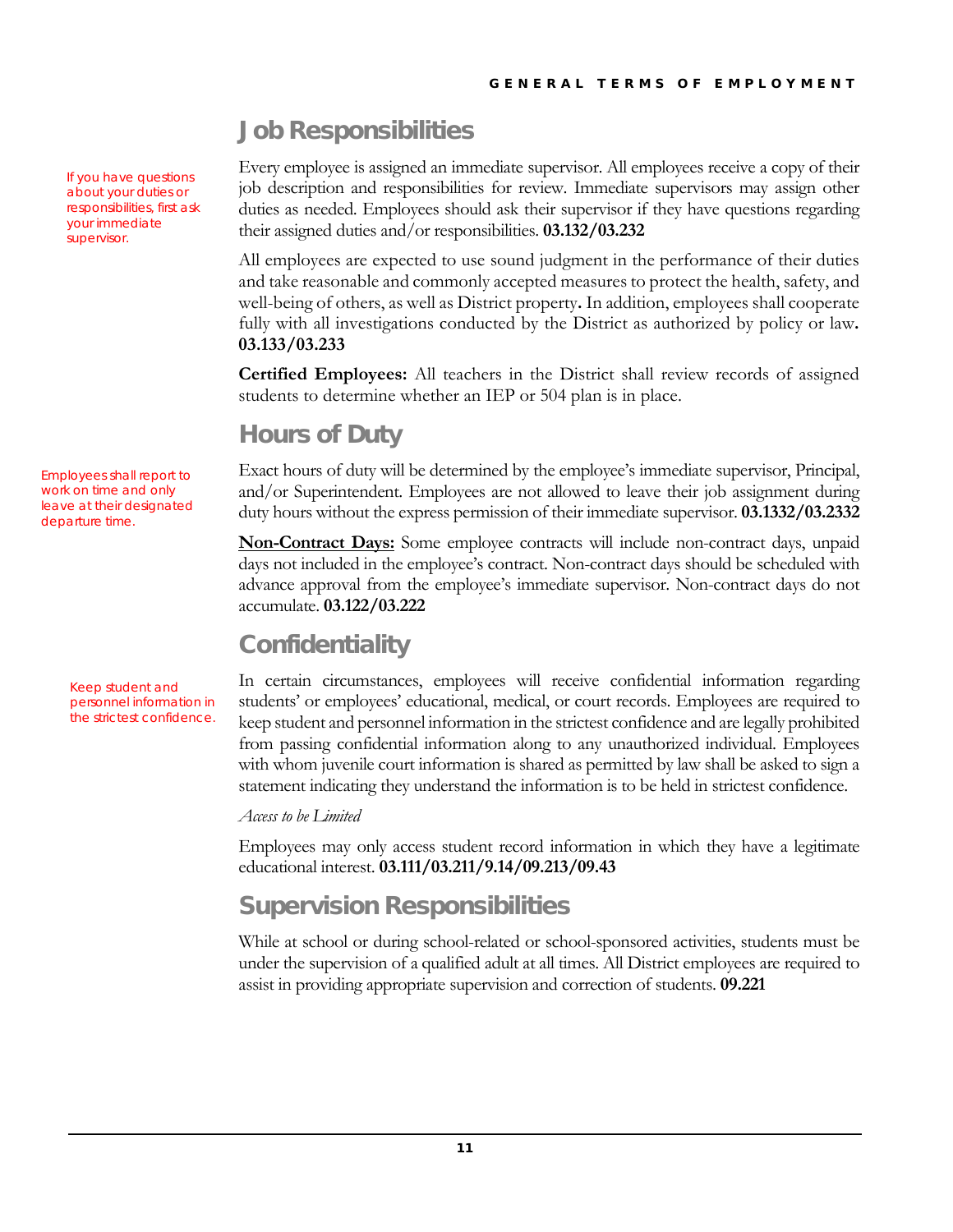## Job Responsibilities

*If you have questions about your duties or responsibilities, first ask your immediate supervisor.*

Every employee is assigned an immediate supervisor. All employees receive a copy of their job description and responsibilities for review. Immediate supervisors may assign other duties as needed. Employees should ask their supervisor if they have questions regarding their assigned duties and/or responsibilities. **03.132/03.232**

All employees are expected to use sound judgment in the performance of their duties and take reasonable and commonly accepted measures to protect the health, safety, and well-being of others, as well as District property**.** In addition, employees shall cooperate fully with all investigations conducted by the District as authorized by policy or law**. 03.133/03.233**

**Certified Employees:** All teachers in the District shall review records of assigned students to determine whether an IEP or 504 plan is in place.

## Hours of Duty

*Employees shall report to work on time and only leave at their designated departure time.*

Exact hours of duty will be determined by the employee's immediate supervisor, Principal, and/or Superintendent. Employees are not allowed to leave their job assignment during duty hours without the express permission of their immediate supervisor. **03.1332/03.2332**

<u>**Non-Contract Days:**</u> Some employee contracts will include non-contract days, unpaid days not included in the employee's contract. Non-contract days should be scheduled with advance approval from the employee's immediate supervisor. Non-contract days do not accumulate. **03.122/03.222**

## Confidentiality

*Keep student and personnel information in the strictest confidence.*

In certain circumstances, employees will receive confidential information regarding students' or employees' educational, medical, or court records. Employees are required to keep student and personnel information in the strictest confidence and are legally prohibited from passing confidential information along to any unauthorized individual. Employees with whom juvenile court information is shared as permitted by law shall be asked to sign a statement indicating they understand the information is to be held in strictest confidence.

*Access to be Limited*

Employees may only access student record information in which they have a legitimate educational interest. **03.111/03.211/9.14/09.213/09.43**

## Supervision Responsibilities

While at school or during school-related or school-sponsored activities, students must be under the supervision of a qualified adult at all times. All District employees are required to assist in providing appropriate supervision and correction of students. **09.221**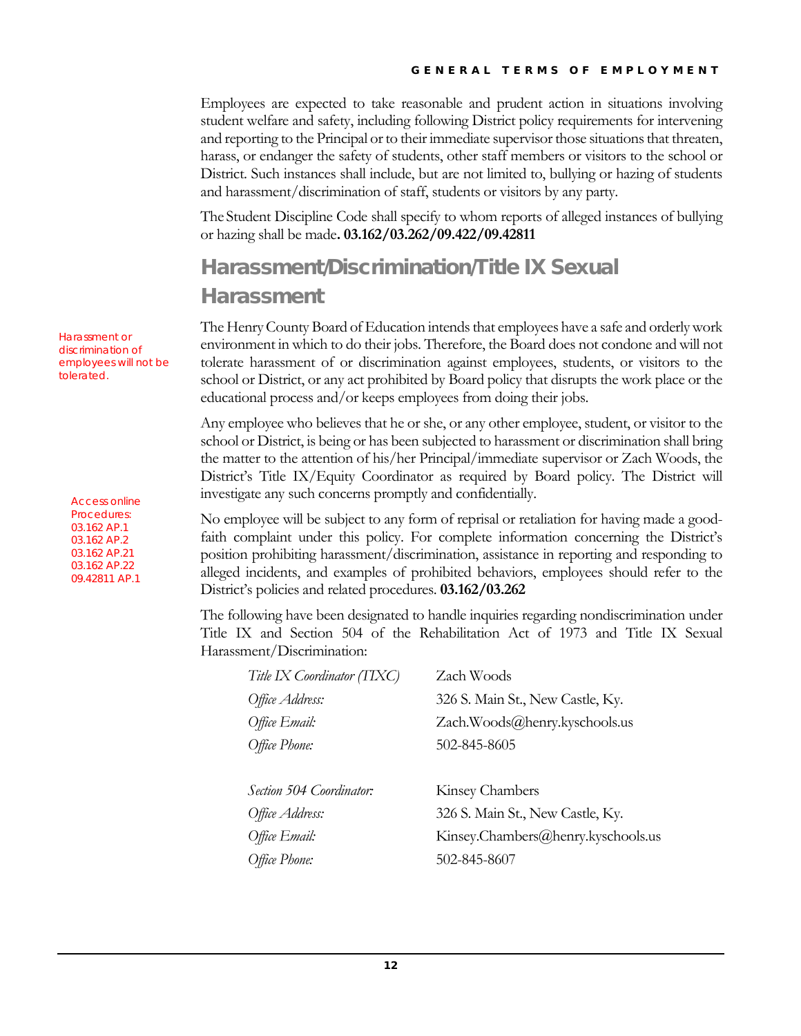Employees are expected to take reasonable and prudent action in situations involving student welfare and safety, including following District policy requirements for intervening and reporting to the Principal or to their immediate supervisor those situations that threaten, harass, or endanger the safety of students, other staff members or visitors to the school or District. Such instances shall include, but are not limited to, bullying or hazing of students and harassment/discrimination of staff, students or visitors by any party.

The Student Discipline Code shall specify to whom reports of alleged instances of bullying or hazing shall be made**. 03.162/03.262/09.422/09.42811**

## Harassment/Discrimination/Title IX Sexual Harassment

Harassment or discrimination of employees will not be tolerated.

The Henry County Board of Education intends that employees have a safe and orderly work environment in which to do their jobs. Therefore, the Board does not condone and will not tolerate harassment of or discrimination against employees, students, or visitors to the school or District, or any act prohibited by Board policy that disrupts the work place or the educational process and/or keeps employees from doing their jobs.

Any employee who believes that he or she, or any other employee, student, or visitor to the school or District, is being or has been subjected to harassment or discrimination shall bring the matter to the attention of his/her Principal/immediate supervisor or Zach Woods, the District's Title IX/Equity Coordinator as required by Board policy. The District will investigate any such concerns promptly and confidentially.

Access online Procedures:
03.162 AP.1
03.162 AP.2
03.162 AP.21
03.162 AP.22
09.42811 AP.1

No employee will be subject to any form of reprisal or retaliation for having made a good-faith complaint under this policy. For complete information concerning the District's position prohibiting harassment/discrimination, assistance in reporting and responding to alleged incidents, and examples of prohibited behaviors, employees should refer to the District's policies and related procedures. **03.162/03.262**

The following have been designated to handle inquiries regarding nondiscrimination under Title IX and Section 504 of the Rehabilitation Act of 1973 and Title IX Sexual Harassment/Discrimination:

*Title IX Coordinator (TIXC)* Zach Woods
*Office Address:* 326 S. Main St., New Castle, Ky.
*Office Email:* Zach.Woods@henry.kyschools.us
*Office Phone:* 502-845-8605

*Section 504 Coordinator:* Kinsey Chambers
*Office Address:* 326 S. Main St., New Castle, Ky.
*Office Email:* Kinsey.Chambers@henry.kyschools.us
*Office Phone:* 502-845-8607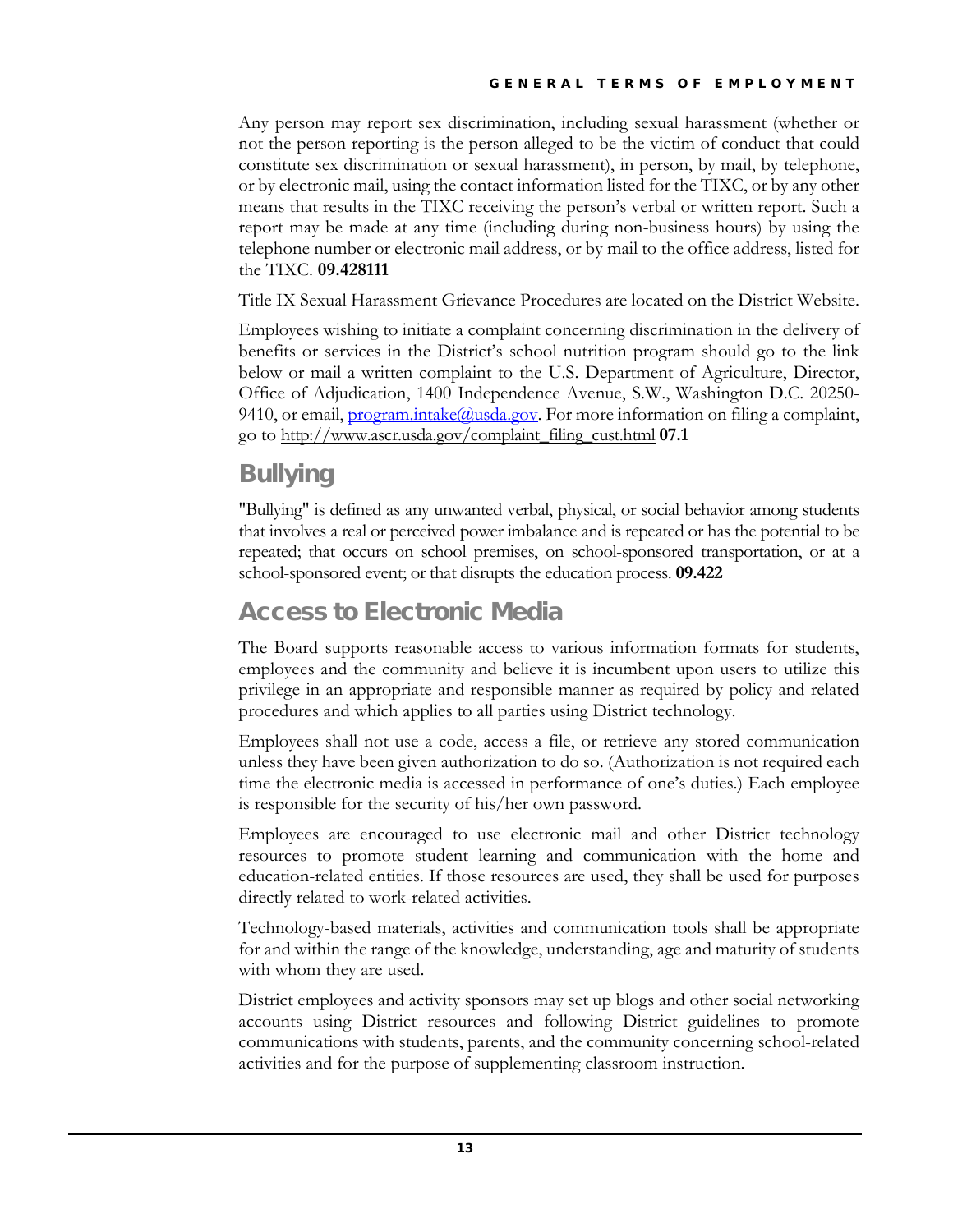Any person may report sex discrimination, including sexual harassment (whether or not the person reporting is the person alleged to be the victim of conduct that could constitute sex discrimination or sexual harassment), in person, by mail, by telephone, or by electronic mail, using the contact information listed for the TIXC, or by any other means that results in the TIXC receiving the person's verbal or written report. Such a report may be made at any time (including during non-business hours) by using the telephone number or electronic mail address, or by mail to the office address, listed for the TIXC. **09.428111**

Title IX Sexual Harassment Grievance Procedures are located on the District Website.

Employees wishing to initiate a complaint concerning discrimination in the delivery of benefits or services in the District's school nutrition program should go to the link below or mail a written complaint to the U.S. Department of Agriculture, Director, Office of Adjudication, 1400 Independence Avenue, S.W., Washington D.C. 20250-9410, or email, program.intake@usda.gov. For more information on filing a complaint, go to http://www.ascr.usda.gov/complaint_filing_cust.html **07.1**

## Bullying

"Bullying" is defined as any unwanted verbal, physical, or social behavior among students that involves a real or perceived power imbalance and is repeated or has the potential to be repeated; that occurs on school premises, on school-sponsored transportation, or at a school-sponsored event; or that disrupts the education process. **09.422**

## Access to Electronic Media

The Board supports reasonable access to various information formats for students, employees and the community and believe it is incumbent upon users to utilize this privilege in an appropriate and responsible manner as required by policy and related procedures and which applies to all parties using District technology.

Employees shall not use a code, access a file, or retrieve any stored communication unless they have been given authorization to do so. (Authorization is not required each time the electronic media is accessed in performance of one's duties.) Each employee is responsible for the security of his/her own password.

Employees are encouraged to use electronic mail and other District technology resources to promote student learning and communication with the home and education-related entities. If those resources are used, they shall be used for purposes directly related to work-related activities.

Technology-based materials, activities and communication tools shall be appropriate for and within the range of the knowledge, understanding, age and maturity of students with whom they are used.

District employees and activity sponsors may set up blogs and other social networking accounts using District resources and following District guidelines to promote communications with students, parents, and the community concerning school-related activities and for the purpose of supplementing classroom instruction.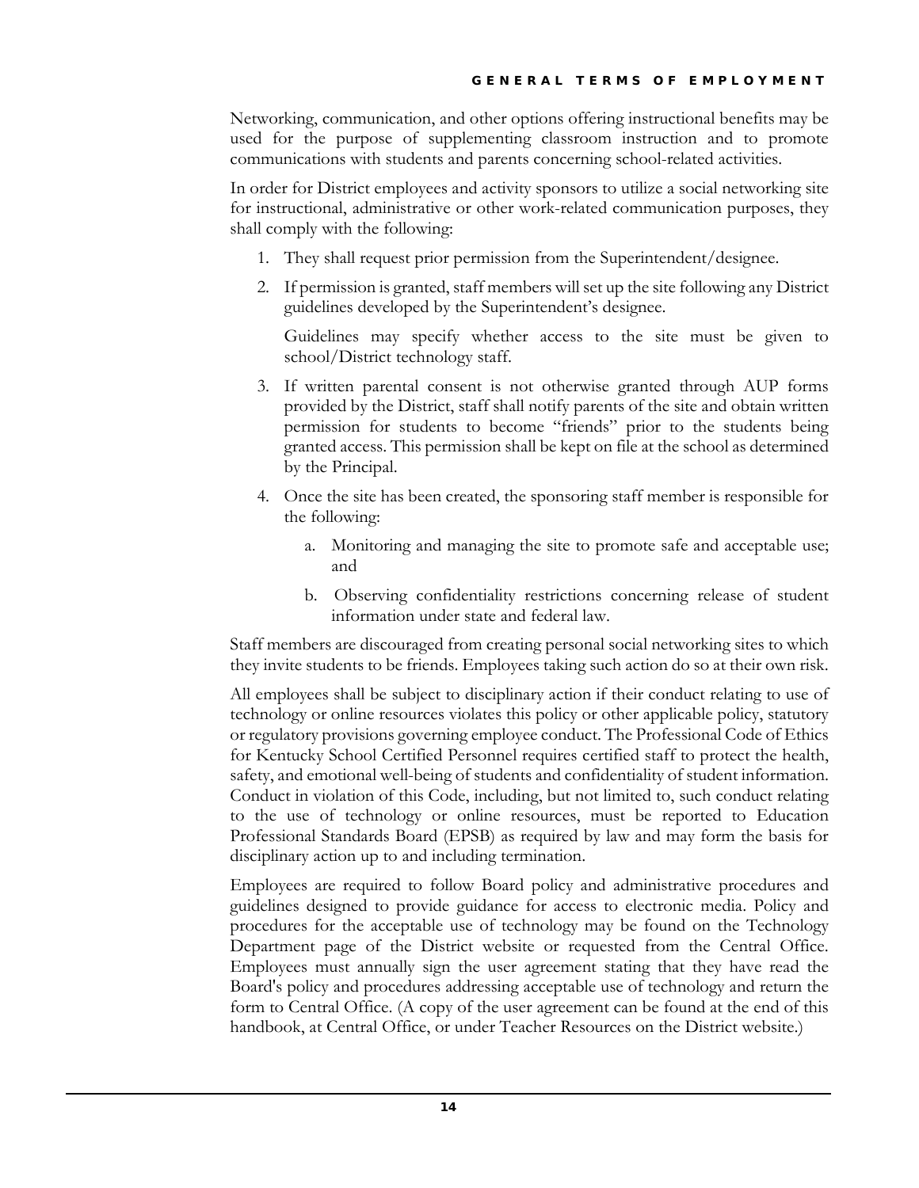Networking, communication, and other options offering instructional benefits may be used for the purpose of supplementing classroom instruction and to promote communications with students and parents concerning school-related activities.

In order for District employees and activity sponsors to utilize a social networking site for instructional, administrative or other work-related communication purposes, they shall comply with the following:

1. They shall request prior permission from the Superintendent/designee.
2. If permission is granted, staff members will set up the site following any District guidelines developed by the Superintendent's designee.

   Guidelines may specify whether access to the site must be given to school/District technology staff.
3. If written parental consent is not otherwise granted through AUP forms provided by the District, staff shall notify parents of the site and obtain written permission for students to become "friends" prior to the students being granted access. This permission shall be kept on file at the school as determined by the Principal.
4. Once the site has been created, the sponsoring staff member is responsible for the following:
   a. Monitoring and managing the site to promote safe and acceptable use; and
   b. Observing confidentiality restrictions concerning release of student information under state and federal law.

Staff members are discouraged from creating personal social networking sites to which they invite students to be friends. Employees taking such action do so at their own risk.

All employees shall be subject to disciplinary action if their conduct relating to use of technology or online resources violates this policy or other applicable policy, statutory or regulatory provisions governing employee conduct. The Professional Code of Ethics for Kentucky School Certified Personnel requires certified staff to protect the health, safety, and emotional well-being of students and confidentiality of student information. Conduct in violation of this Code, including, but not limited to, such conduct relating to the use of technology or online resources, must be reported to Education Professional Standards Board (EPSB) as required by law and may form the basis for disciplinary action up to and including termination.

Employees are required to follow Board policy and administrative procedures and guidelines designed to provide guidance for access to electronic media. Policy and procedures for the acceptable use of technology may be found on the Technology Department page of the District website or requested from the Central Office. Employees must annually sign the user agreement stating that they have read the Board's policy and procedures addressing acceptable use of technology and return the form to Central Office. (A copy of the user agreement can be found at the end of this handbook, at Central Office, or under Teacher Resources on the District website.)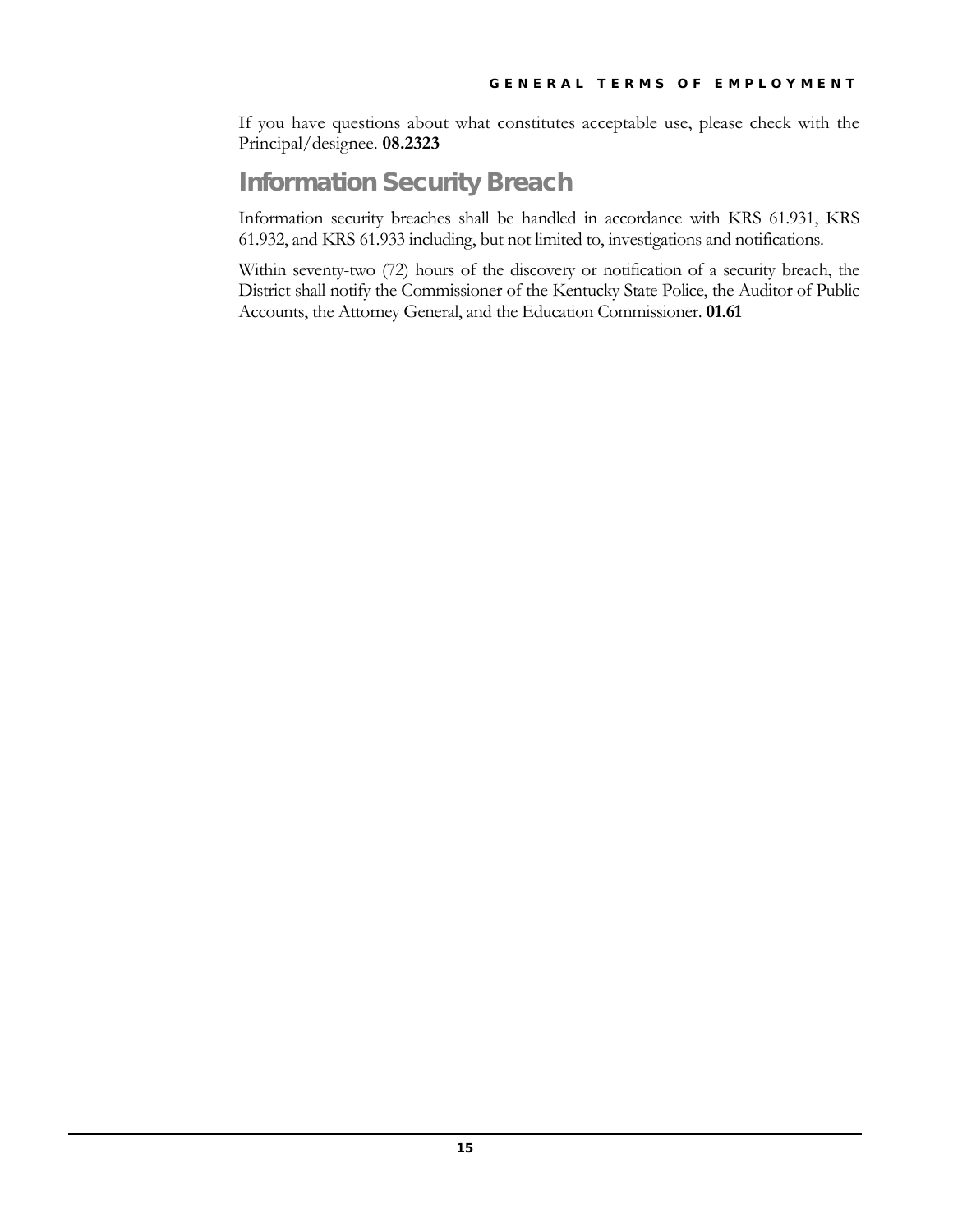If you have questions about what constitutes acceptable use, please check with the Principal/designee. **08.2323**

## Information Security Breach

Information security breaches shall be handled in accordance with KRS 61.931, KRS 61.932, and KRS 61.933 including, but not limited to, investigations and notifications.

Within seventy-two (72) hours of the discovery or notification of a security breach, the District shall notify the Commissioner of the Kentucky State Police, the Auditor of Public Accounts, the Attorney General, and the Education Commissioner. **01.61**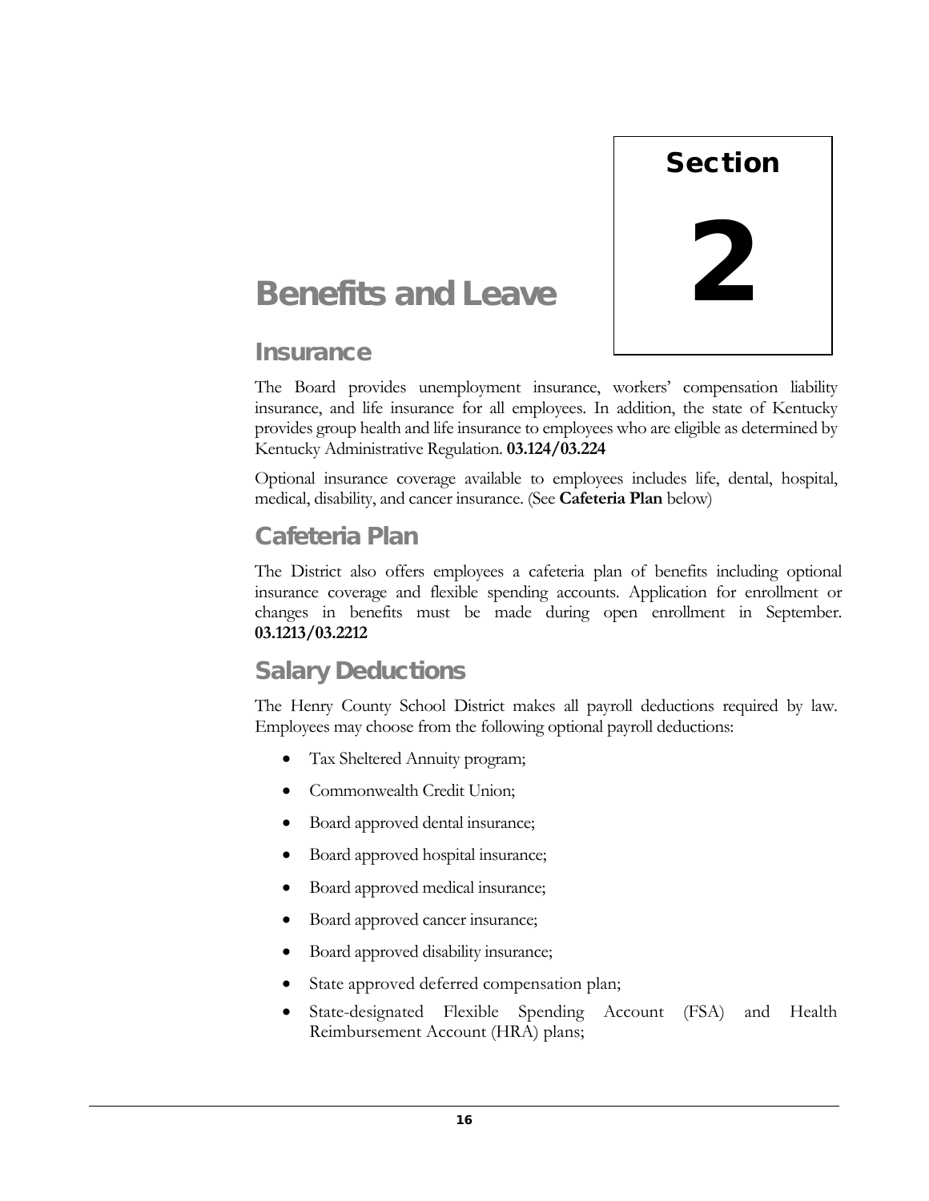# Section 2

# Benefits and Leave

## Insurance

The Board provides unemployment insurance, workers' compensation liability insurance, and life insurance for all employees. In addition, the state of Kentucky provides group health and life insurance to employees who are eligible as determined by Kentucky Administrative Regulation. **03.124/03.224**

Optional insurance coverage available to employees includes life, dental, hospital, medical, disability, and cancer insurance. (See **Cafeteria Plan** below)

## Cafeteria Plan

The District also offers employees a cafeteria plan of benefits including optional insurance coverage and flexible spending accounts. Application for enrollment or changes in benefits must be made during open enrollment in September. **03.1213/03.2212**

## Salary Deductions

The Henry County School District makes all payroll deductions required by law. Employees may choose from the following optional payroll deductions:

- Tax Sheltered Annuity program;
- Commonwealth Credit Union;
- Board approved dental insurance;
- Board approved hospital insurance;
- Board approved medical insurance;
- Board approved cancer insurance;
- Board approved disability insurance;
- State approved deferred compensation plan;
- State-designated Flexible Spending Account (FSA) and Health Reimbursement Account (HRA) plans;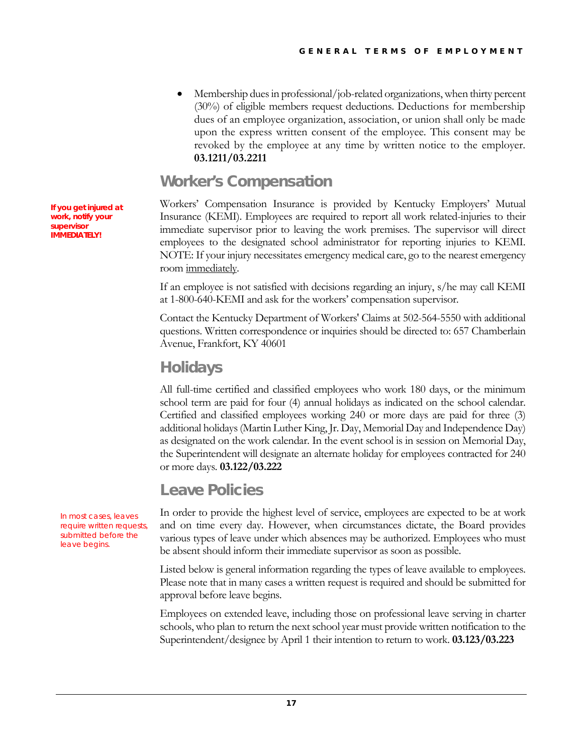- Membership dues in professional/job-related organizations, when thirty percent (30%) of eligible members request deductions. Deductions for membership dues of an employee organization, association, or union shall only be made upon the express written consent of the employee. This consent may be revoked by the employee at any time by written notice to the employer. **03.1211/03.2211**

## Worker's Compensation

**If you get injured at work, notify your supervisor IMMEDIATELY!**

Workers' Compensation Insurance is provided by Kentucky Employers' Mutual Insurance (KEMI). Employees are required to report all work related-injuries to their immediate supervisor prior to leaving the work premises. The supervisor will direct employees to the designated school administrator for reporting injuries to KEMI. NOTE: If your injury necessitates emergency medical care, go to the nearest emergency room immediately.

If an employee is not satisfied with decisions regarding an injury, s/he may call KEMI at 1-800-640-KEMI and ask for the workers' compensation supervisor.

Contact the Kentucky Department of Workers' Claims at 502-564-5550 with additional questions. Written correspondence or inquiries should be directed to: 657 Chamberlain Avenue, Frankfort, KY 40601

## Holidays

All full-time certified and classified employees who work 180 days, or the minimum school term are paid for four (4) annual holidays as indicated on the school calendar. Certified and classified employees working 240 or more days are paid for three (3) additional holidays (Martin Luther King, Jr. Day, Memorial Day and Independence Day) as designated on the work calendar. In the event school is in session on Memorial Day, the Superintendent will designate an alternate holiday for employees contracted for 240 or more days. **03.122/03.222**

## Leave Policies

In most cases, leaves require written requests, submitted before the leave begins.

In order to provide the highest level of service, employees are expected to be at work and on time every day. However, when circumstances dictate, the Board provides various types of leave under which absences may be authorized. Employees who must be absent should inform their immediate supervisor as soon as possible.

Listed below is general information regarding the types of leave available to employees. Please note that in many cases a written request is required and should be submitted for approval before leave begins.

Employees on extended leave, including those on professional leave serving in charter schools, who plan to return the next school year must provide written notification to the Superintendent/designee by April 1 their intention to return to work. **03.123/03.223**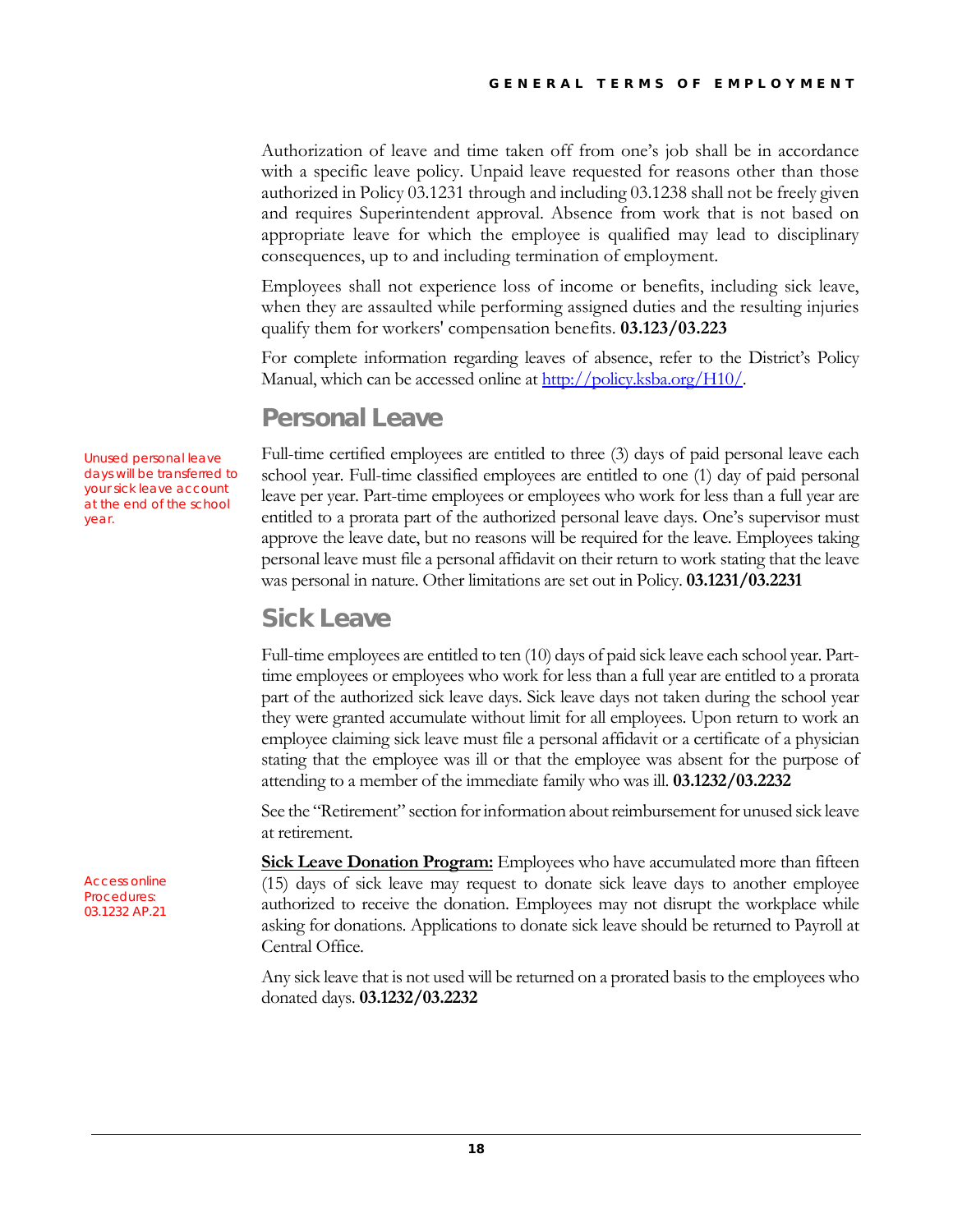Authorization of leave and time taken off from one's job shall be in accordance with a specific leave policy. Unpaid leave requested for reasons other than those authorized in Policy 03.1231 through and including 03.1238 shall not be freely given and requires Superintendent approval. Absence from work that is not based on appropriate leave for which the employee is qualified may lead to disciplinary consequences, up to and including termination of employment.

Employees shall not experience loss of income or benefits, including sick leave, when they are assaulted while performing assigned duties and the resulting injuries qualify them for workers' compensation benefits. **03.123/03.223**

For complete information regarding leaves of absence, refer to the District's Policy Manual, which can be accessed online at [http://policy.ksba.org/H10/](http://policy.ksba.org/H10/).

## Personal Leave

*Unused personal leave days will be transferred to your sick leave account at the end of the school year.*

Full-time certified employees are entitled to three (3) days of paid personal leave each school year. Full-time classified employees are entitled to one (1) day of paid personal leave per year. Part-time employees or employees who work for less than a full year are entitled to a prorata part of the authorized personal leave days. One's supervisor must approve the leave date, but no reasons will be required for the leave. Employees taking personal leave must file a personal affidavit on their return to work stating that the leave was personal in nature. Other limitations are set out in Policy. **03.1231/03.2231**

## Sick Leave

Full-time employees are entitled to ten (10) days of paid sick leave each school year. Part-time employees or employees who work for less than a full year are entitled to a prorata part of the authorized sick leave days. Sick leave days not taken during the school year they were granted accumulate without limit for all employees. Upon return to work an employee claiming sick leave must file a personal affidavit or a certificate of a physician stating that the employee was ill or that the employee was absent for the purpose of attending to a member of the immediate family who was ill. **03.1232/03.2232**

See the "Retirement" section for information about reimbursement for unused sick leave at retirement.

*Access online Procedures: 03.1232 AP.21*

**Sick Leave Donation Program:** Employees who have accumulated more than fifteen (15) days of sick leave may request to donate sick leave days to another employee authorized to receive the donation. Employees may not disrupt the workplace while asking for donations. Applications to donate sick leave should be returned to Payroll at Central Office.

Any sick leave that is not used will be returned on a prorated basis to the employees who donated days. **03.1232/03.2232**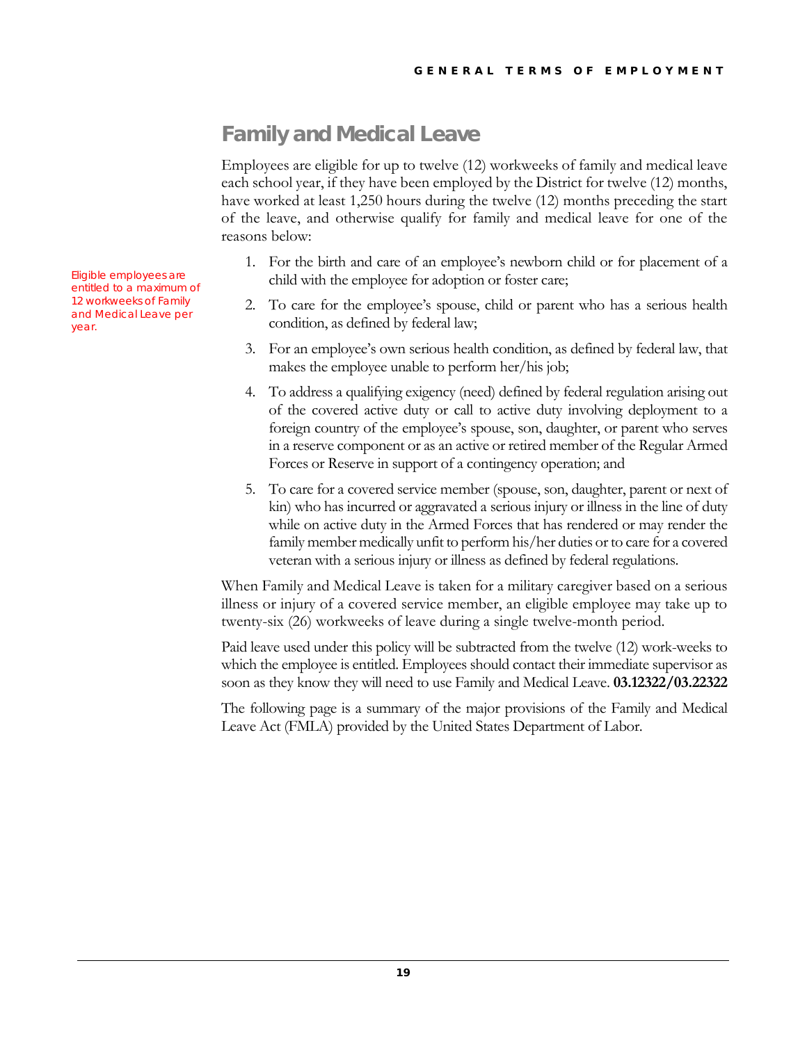## Family and Medical Leave

Employees are eligible for up to twelve (12) workweeks of family and medical leave each school year, if they have been employed by the District for twelve (12) months, have worked at least 1,250 hours during the twelve (12) months preceding the start of the leave, and otherwise qualify for family and medical leave for one of the reasons below:

Eligible employees are entitled to a maximum of 12 workweeks of Family and Medical Leave per year.

1. For the birth and care of an employee's newborn child or for placement of a child with the employee for adoption or foster care;
2. To care for the employee's spouse, child or parent who has a serious health condition, as defined by federal law;
3. For an employee's own serious health condition, as defined by federal law, that makes the employee unable to perform her/his job;
4. To address a qualifying exigency (need) defined by federal regulation arising out of the covered active duty or call to active duty involving deployment to a foreign country of the employee's spouse, son, daughter, or parent who serves in a reserve component or as an active or retired member of the Regular Armed Forces or Reserve in support of a contingency operation; and
5. To care for a covered service member (spouse, son, daughter, parent or next of kin) who has incurred or aggravated a serious injury or illness in the line of duty while on active duty in the Armed Forces that has rendered or may render the family member medically unfit to perform his/her duties or to care for a covered veteran with a serious injury or illness as defined by federal regulations.

When Family and Medical Leave is taken for a military caregiver based on a serious illness or injury of a covered service member, an eligible employee may take up to twenty-six (26) workweeks of leave during a single twelve-month period.

Paid leave used under this policy will be subtracted from the twelve (12) work-weeks to which the employee is entitled. Employees should contact their immediate supervisor as soon as they know they will need to use Family and Medical Leave. **03.12322/03.22322**

The following page is a summary of the major provisions of the Family and Medical Leave Act (FMLA) provided by the United States Department of Labor.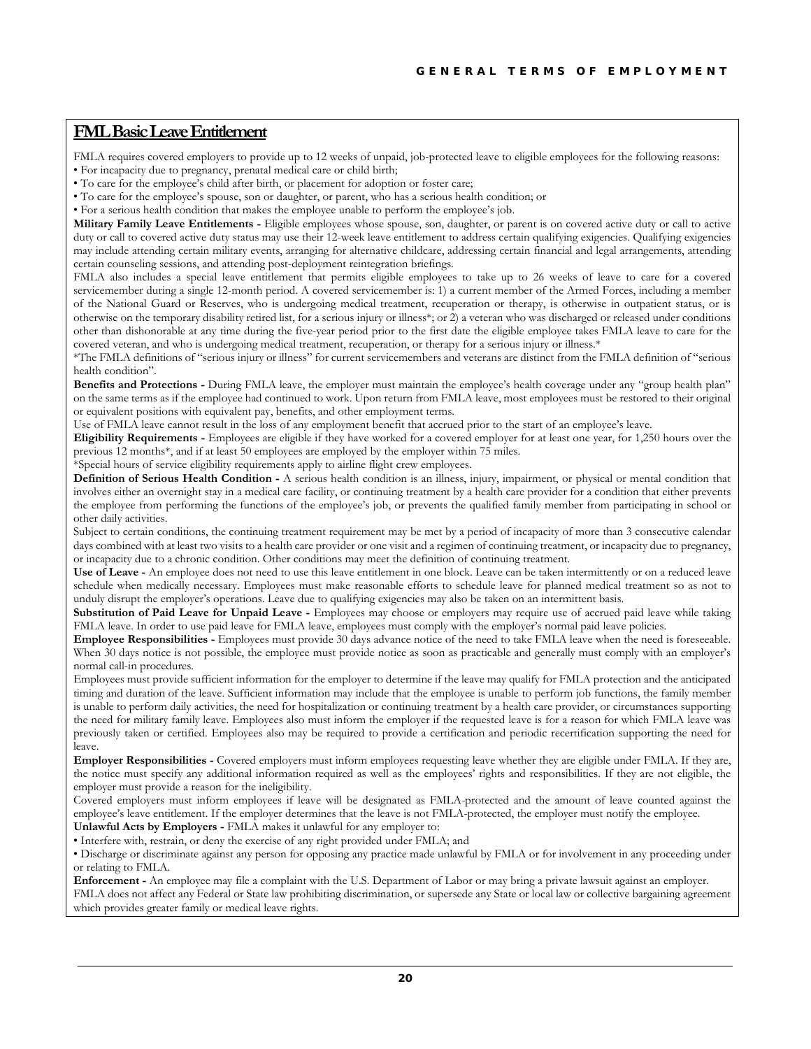## FML Basic Leave Entitlement

FMLA requires covered employers to provide up to 12 weeks of unpaid, job-protected leave to eligible employees for the following reasons:

- For incapacity due to pregnancy, prenatal medical care or child birth;
- To care for the employee's child after birth, or placement for adoption or foster care;
- To care for the employee's spouse, son or daughter, or parent, who has a serious health condition; or
- For a serious health condition that makes the employee unable to perform the employee's job.

**Military Family Leave Entitlements -** Eligible employees whose spouse, son, daughter, or parent is on covered active duty or call to active duty or call to covered active duty status may use their 12-week leave entitlement to address certain qualifying exigencies. Qualifying exigencies may include attending certain military events, arranging for alternative childcare, addressing certain financial and legal arrangements, attending certain counseling sessions, and attending post-deployment reintegration briefings.

FMLA also includes a special leave entitlement that permits eligible employees to take up to 26 weeks of leave to care for a covered servicemember during a single 12-month period. A covered servicemember is: 1) a current member of the Armed Forces, including a member of the National Guard or Reserves, who is undergoing medical treatment, recuperation or therapy, is otherwise in outpatient status, or is otherwise on the temporary disability retired list, for a serious injury or illness*; or 2) a veteran who was discharged or released under conditions other than dishonorable at any time during the five-year period prior to the first date the eligible employee takes FMLA leave to care for the covered veteran, and who is undergoing medical treatment, recuperation, or therapy for a serious injury or illness.*

*The FMLA definitions of "serious injury or illness" for current servicemembers and veterans are distinct from the FMLA definition of "serious health condition".

**Benefits and Protections -** During FMLA leave, the employer must maintain the employee's health coverage under any "group health plan" on the same terms as if the employee had continued to work. Upon return from FMLA leave, most employees must be restored to their original or equivalent positions with equivalent pay, benefits, and other employment terms.

Use of FMLA leave cannot result in the loss of any employment benefit that accrued prior to the start of an employee's leave.

**Eligibility Requirements -** Employees are eligible if they have worked for a covered employer for at least one year, for 1,250 hours over the previous 12 months*, and if at least 50 employees are employed by the employer within 75 miles.

*Special hours of service eligibility requirements apply to airline flight crew employees.

**Definition of Serious Health Condition -** A serious health condition is an illness, injury, impairment, or physical or mental condition that involves either an overnight stay in a medical care facility, or continuing treatment by a health care provider for a condition that either prevents the employee from performing the functions of the employee's job, or prevents the qualified family member from participating in school or other daily activities.

Subject to certain conditions, the continuing treatment requirement may be met by a period of incapacity of more than 3 consecutive calendar days combined with at least two visits to a health care provider or one visit and a regimen of continuing treatment, or incapacity due to pregnancy, or incapacity due to a chronic condition. Other conditions may meet the definition of continuing treatment.

**Use of Leave -** An employee does not need to use this leave entitlement in one block. Leave can be taken intermittently or on a reduced leave schedule when medically necessary. Employees must make reasonable efforts to schedule leave for planned medical treatment so as not to unduly disrupt the employer's operations. Leave due to qualifying exigencies may also be taken on an intermittent basis.

**Substitution of Paid Leave for Unpaid Leave -** Employees may choose or employers may require use of accrued paid leave while taking FMLA leave. In order to use paid leave for FMLA leave, employees must comply with the employer's normal paid leave policies.

**Employee Responsibilities -** Employees must provide 30 days advance notice of the need to take FMLA leave when the need is foreseeable. When 30 days notice is not possible, the employee must provide notice as soon as practicable and generally must comply with an employer's normal call-in procedures.

Employees must provide sufficient information for the employer to determine if the leave may qualify for FMLA protection and the anticipated timing and duration of the leave. Sufficient information may include that the employee is unable to perform job functions, the family member is unable to perform daily activities, the need for hospitalization or continuing treatment by a health care provider, or circumstances supporting the need for military family leave. Employees also must inform the employer if the requested leave is for a reason for which FMLA leave was previously taken or certified. Employees also may be required to provide a certification and periodic recertification supporting the need for leave.

**Employer Responsibilities -** Covered employers must inform employees requesting leave whether they are eligible under FMLA. If they are, the notice must specify any additional information required as well as the employees' rights and responsibilities. If they are not eligible, the employer must provide a reason for the ineligibility.

Covered employers must inform employees if leave will be designated as FMLA-protected and the amount of leave counted against the employee's leave entitlement. If the employer determines that the leave is not FMLA-protected, the employer must notify the employee.

**Unlawful Acts by Employers -** FMLA makes it unlawful for any employer to:

- Interfere with, restrain, or deny the exercise of any right provided under FMLA; and
- Discharge or discriminate against any person for opposing any practice made unlawful by FMLA or for involvement in any proceeding under or relating to FMLA.

**Enforcement -** An employee may file a complaint with the U.S. Department of Labor or may bring a private lawsuit against an employer.

FMLA does not affect any Federal or State law prohibiting discrimination, or supersede any State or local law or collective bargaining agreement which provides greater family or medical leave rights.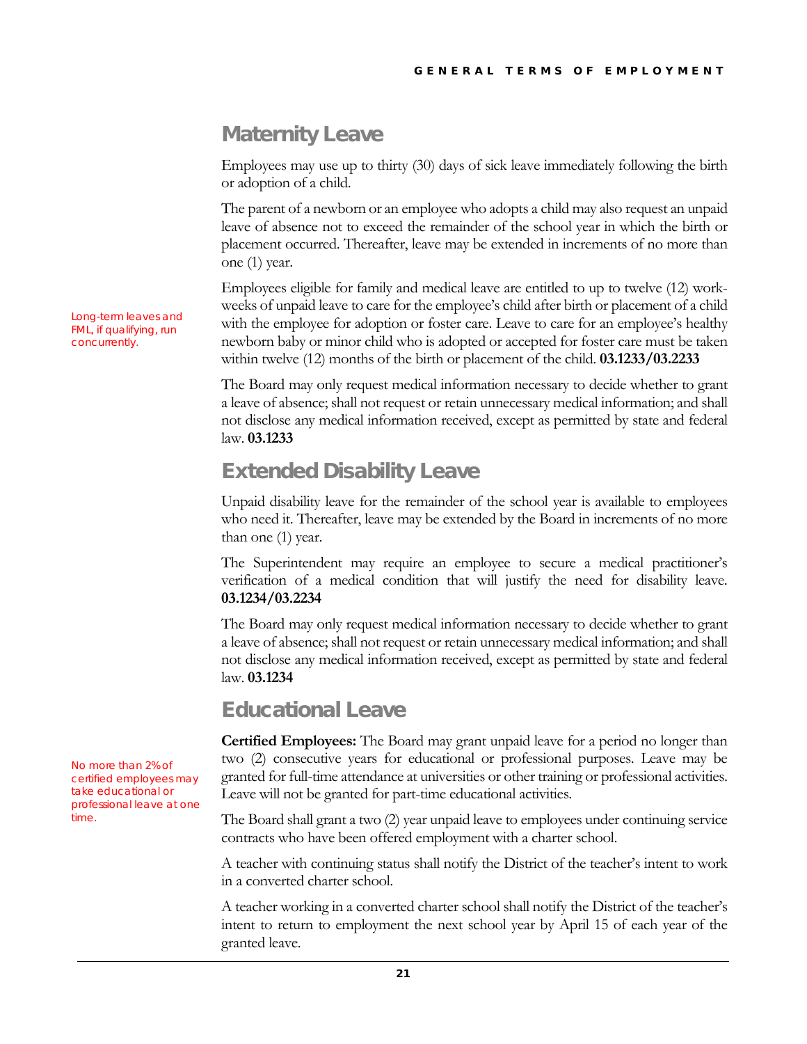## Maternity Leave

Employees may use up to thirty (30) days of sick leave immediately following the birth or adoption of a child.

The parent of a newborn or an employee who adopts a child may also request an unpaid leave of absence not to exceed the remainder of the school year in which the birth or placement occurred. Thereafter, leave may be extended in increments of no more than one (1) year.

*Long-term leaves and FML, if qualifying, run concurrently.*

Employees eligible for family and medical leave are entitled to up to twelve (12) work-weeks of unpaid leave to care for the employee's child after birth or placement of a child with the employee for adoption or foster care. Leave to care for an employee's healthy newborn baby or minor child who is adopted or accepted for foster care must be taken within twelve (12) months of the birth or placement of the child. **03.1233/03.2233**

The Board may only request medical information necessary to decide whether to grant a leave of absence; shall not request or retain unnecessary medical information; and shall not disclose any medical information received, except as permitted by state and federal law. **03.1233**

## Extended Disability Leave

Unpaid disability leave for the remainder of the school year is available to employees who need it. Thereafter, leave may be extended by the Board in increments of no more than one (1) year.

The Superintendent may require an employee to secure a medical practitioner's verification of a medical condition that will justify the need for disability leave. **03.1234/03.2234**

The Board may only request medical information necessary to decide whether to grant a leave of absence; shall not request or retain unnecessary medical information; and shall not disclose any medical information received, except as permitted by state and federal law. **03.1234**

## Educational Leave

*No more than 2% of certified employees may take educational or professional leave at one time.*

**Certified Employees:** The Board may grant unpaid leave for a period no longer than two (2) consecutive years for educational or professional purposes. Leave may be granted for full-time attendance at universities or other training or professional activities. Leave will not be granted for part-time educational activities.

The Board shall grant a two (2) year unpaid leave to employees under continuing service contracts who have been offered employment with a charter school.

A teacher with continuing status shall notify the District of the teacher's intent to work in a converted charter school.

A teacher working in a converted charter school shall notify the District of the teacher's intent to return to employment the next school year by April 15 of each year of the granted leave.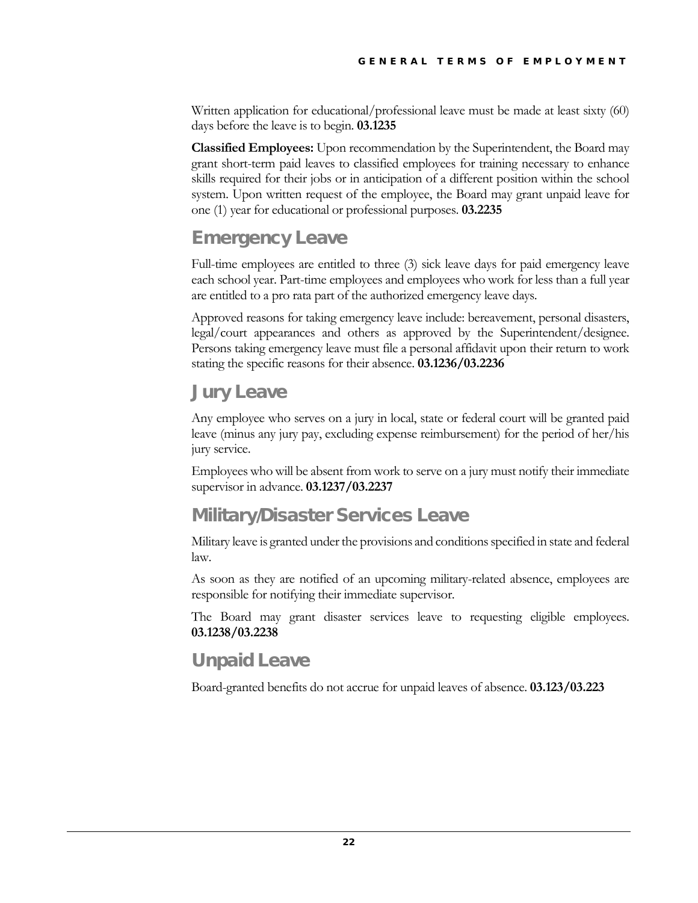Written application for educational/professional leave must be made at least sixty (60) days before the leave is to begin. **03.1235**

**Classified Employees:** Upon recommendation by the Superintendent, the Board may grant short-term paid leaves to classified employees for training necessary to enhance skills required for their jobs or in anticipation of a different position within the school system. Upon written request of the employee, the Board may grant unpaid leave for one (1) year for educational or professional purposes. **03.2235**

## Emergency Leave

Full-time employees are entitled to three (3) sick leave days for paid emergency leave each school year. Part-time employees and employees who work for less than a full year are entitled to a pro rata part of the authorized emergency leave days.

Approved reasons for taking emergency leave include: bereavement, personal disasters, legal/court appearances and others as approved by the Superintendent/designee. Persons taking emergency leave must file a personal affidavit upon their return to work stating the specific reasons for their absence. **03.1236/03.2236**

## Jury Leave

Any employee who serves on a jury in local, state or federal court will be granted paid leave (minus any jury pay, excluding expense reimbursement) for the period of her/his jury service.

Employees who will be absent from work to serve on a jury must notify their immediate supervisor in advance. **03.1237/03.2237**

## Military/Disaster Services Leave

Military leave is granted under the provisions and conditions specified in state and federal law.

As soon as they are notified of an upcoming military-related absence, employees are responsible for notifying their immediate supervisor.

The Board may grant disaster services leave to requesting eligible employees. **03.1238/03.2238**

## Unpaid Leave

Board-granted benefits do not accrue for unpaid leaves of absence. **03.123/03.223**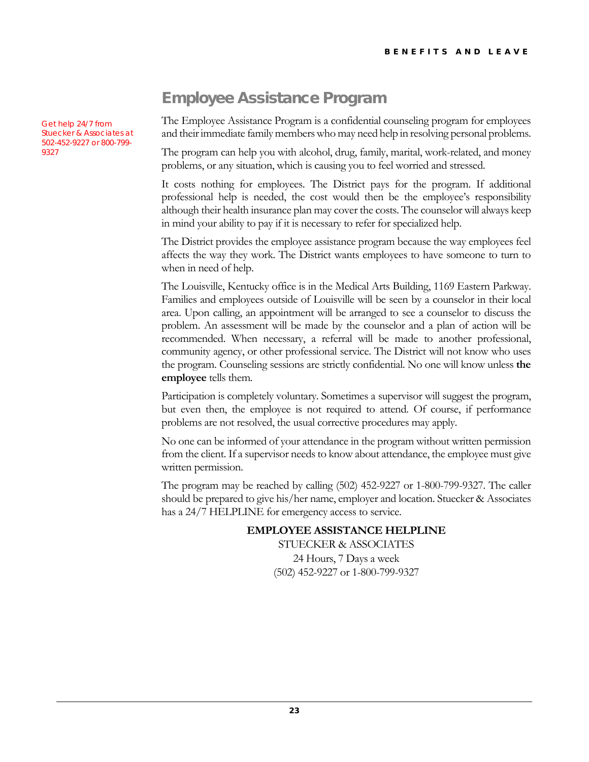## Employee Assistance Program

Get help 24/7 from Stuecker & Associates at 502-452-9227 or 800-799-9327

The Employee Assistance Program is a confidential counseling program for employees and their immediate family members who may need help in resolving personal problems.

The program can help you with alcohol, drug, family, marital, work-related, and money problems, or any situation, which is causing you to feel worried and stressed.

It costs nothing for employees. The District pays for the program. If additional professional help is needed, the cost would then be the employee's responsibility although their health insurance plan may cover the costs. The counselor will always keep in mind your ability to pay if it is necessary to refer for specialized help.

The District provides the employee assistance program because the way employees feel affects the way they work. The District wants employees to have someone to turn to when in need of help.

The Louisville, Kentucky office is in the Medical Arts Building, 1169 Eastern Parkway. Families and employees outside of Louisville will be seen by a counselor in their local area. Upon calling, an appointment will be arranged to see a counselor to discuss the problem. An assessment will be made by the counselor and a plan of action will be recommended. When necessary, a referral will be made to another professional, community agency, or other professional service. The District will not know who uses the program. Counseling sessions are strictly confidential. No one will know unless **the employee** tells them.

Participation is completely voluntary. Sometimes a supervisor will suggest the program, but even then, the employee is not required to attend. Of course, if performance problems are not resolved, the usual corrective procedures may apply.

No one can be informed of your attendance in the program without written permission from the client. If a supervisor needs to know about attendance, the employee must give written permission.

The program may be reached by calling (502) 452-9227 or 1-800-799-9327. The caller should be prepared to give his/her name, employer and location. Stuecker & Associates has a 24/7 HELPLINE for emergency access to service.

**EMPLOYEE ASSISTANCE HELPLINE**
STUECKER & ASSOCIATES
24 Hours, 7 Days a week
(502) 452-9227 or 1-800-799-9327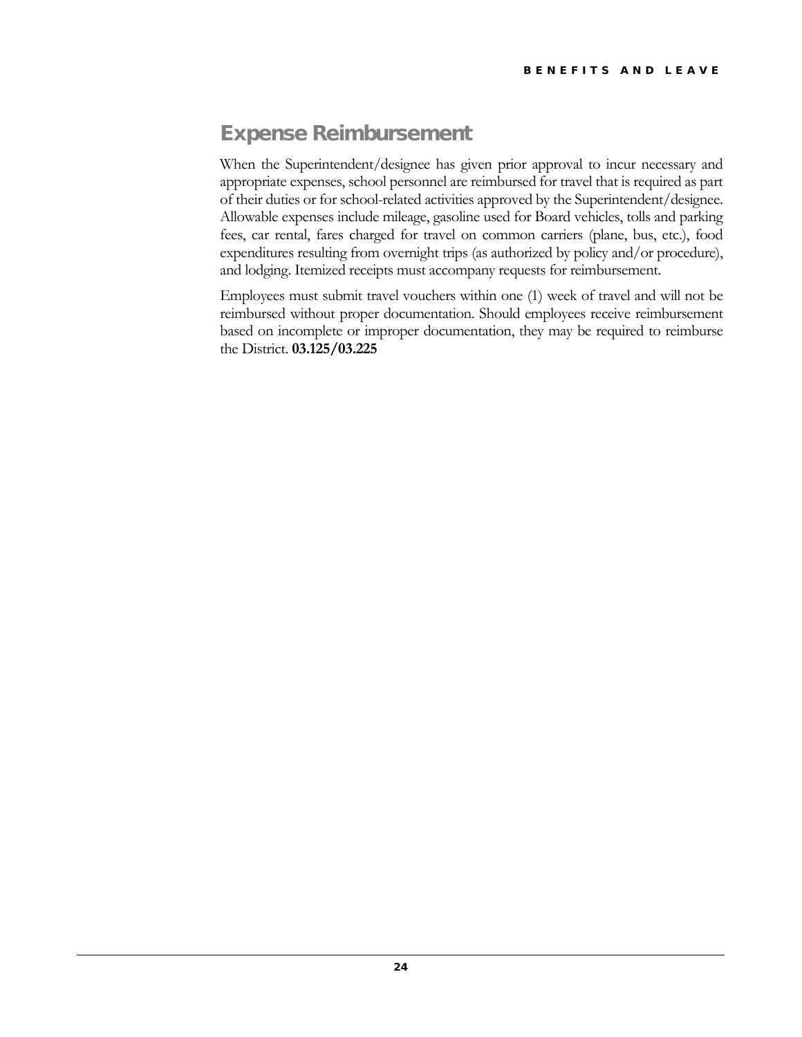## Expense Reimbursement

When the Superintendent/designee has given prior approval to incur necessary and appropriate expenses, school personnel are reimbursed for travel that is required as part of their duties or for school-related activities approved by the Superintendent/designee. Allowable expenses include mileage, gasoline used for Board vehicles, tolls and parking fees, car rental, fares charged for travel on common carriers (plane, bus, etc.), food expenditures resulting from overnight trips (as authorized by policy and/or procedure), and lodging. Itemized receipts must accompany requests for reimbursement.

Employees must submit travel vouchers within one (1) week of travel and will not be reimbursed without proper documentation. Should employees receive reimbursement based on incomplete or improper documentation, they may be required to reimburse the District. **03.125/03.225**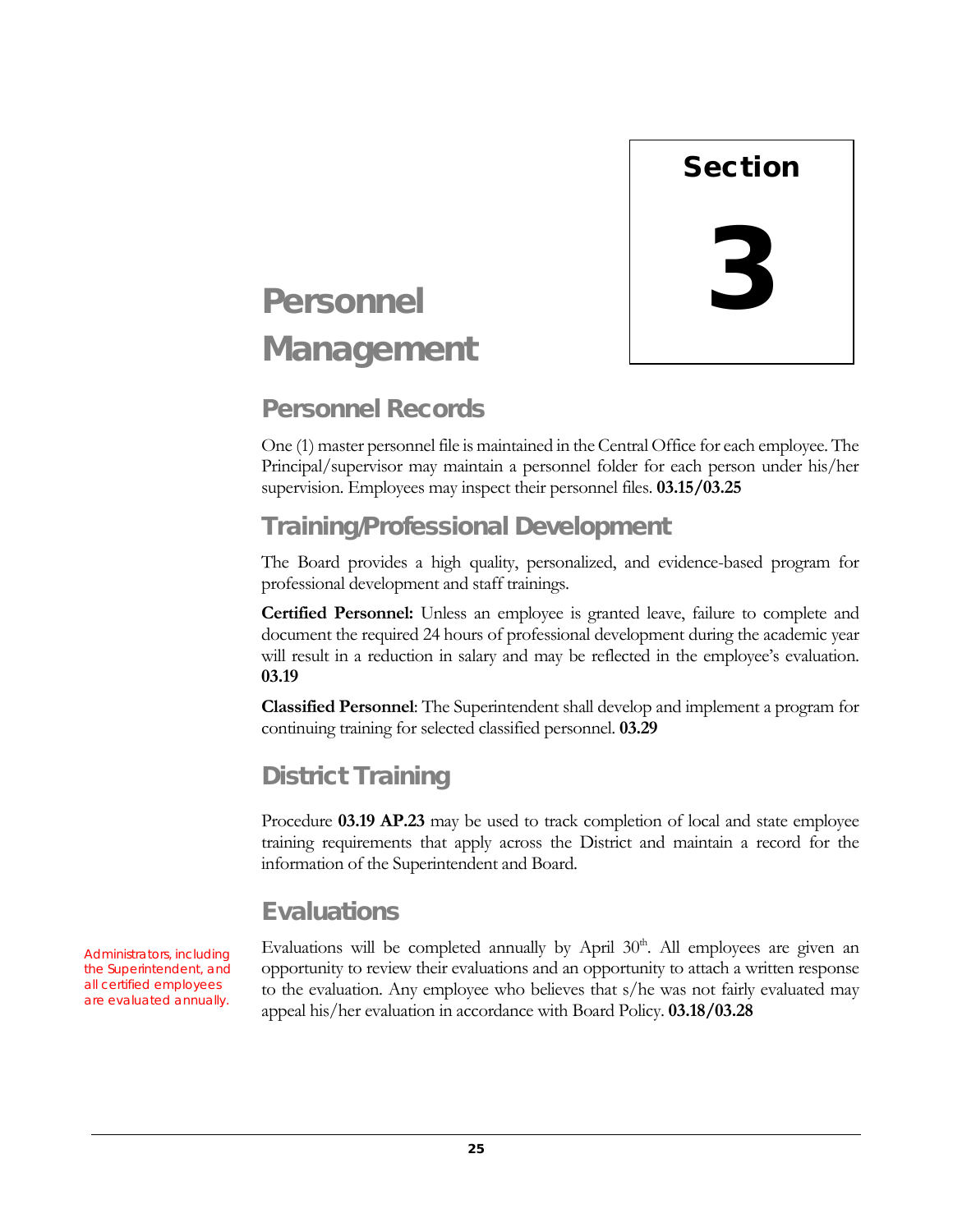# Section 3

# Personnel Management

## Personnel Records

One (1) master personnel file is maintained in the Central Office for each employee. The Principal/supervisor may maintain a personnel folder for each person under his/her supervision. Employees may inspect their personnel files. **03.15/03.25**

## Training/Professional Development

The Board provides a high quality, personalized, and evidence-based program for professional development and staff trainings.

**Certified Personnel:** Unless an employee is granted leave, failure to complete and document the required 24 hours of professional development during the academic year will result in a reduction in salary and may be reflected in the employee's evaluation. **03.19**

**Classified Personnel**: The Superintendent shall develop and implement a program for continuing training for selected classified personnel. **03.29**

## District Training

Procedure **03.19 AP.23** may be used to track completion of local and state employee training requirements that apply across the District and maintain a record for the information of the Superintendent and Board.

## Evaluations

Administrators, including the Superintendent, and all certified employees are evaluated annually.

Evaluations will be completed annually by April 30th. All employees are given an opportunity to review their evaluations and an opportunity to attach a written response to the evaluation. Any employee who believes that s/he was not fairly evaluated may appeal his/her evaluation in accordance with Board Policy. **03.18/03.28**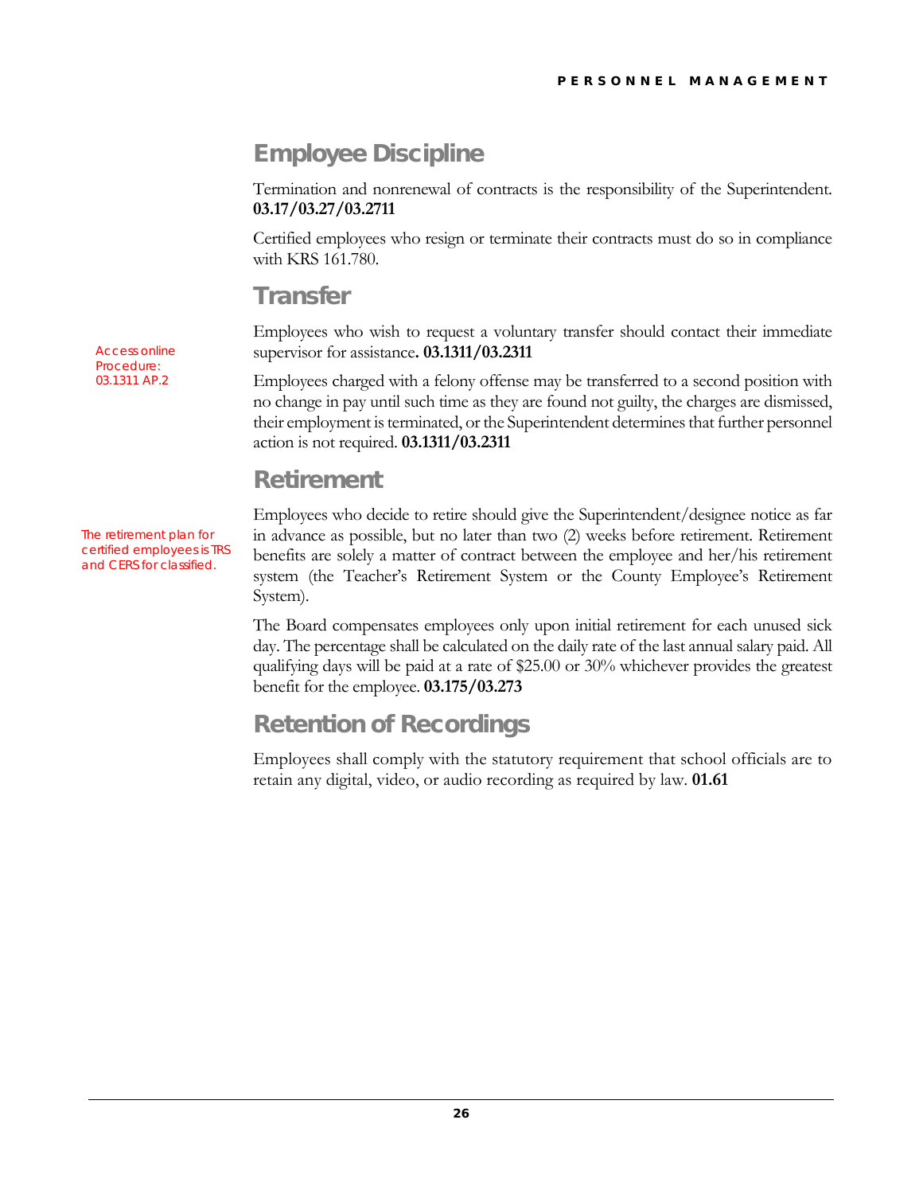## Employee Discipline

Termination and nonrenewal of contracts is the responsibility of the Superintendent. **03.17/03.27/03.2711**

Certified employees who resign or terminate their contracts must do so in compliance with KRS 161.780.

## Transfer

Access online Procedure: 03.1311 AP.2

Employees who wish to request a voluntary transfer should contact their immediate supervisor for assistance**. 03.1311/03.2311**

Employees charged with a felony offense may be transferred to a second position with no change in pay until such time as they are found not guilty, the charges are dismissed, their employment is terminated, or the Superintendent determines that further personnel action is not required. **03.1311/03.2311**

## Retirement

The retirement plan for certified employees is TRS and CERS for classified.

Employees who decide to retire should give the Superintendent/designee notice as far in advance as possible, but no later than two (2) weeks before retirement. Retirement benefits are solely a matter of contract between the employee and her/his retirement system (the Teacher's Retirement System or the County Employee's Retirement System).

The Board compensates employees only upon initial retirement for each unused sick day. The percentage shall be calculated on the daily rate of the last annual salary paid. All qualifying days will be paid at a rate of $25.00 or 30% whichever provides the greatest benefit for the employee. **03.175/03.273**

## Retention of Recordings

Employees shall comply with the statutory requirement that school officials are to retain any digital, video, or audio recording as required by law. **01.61**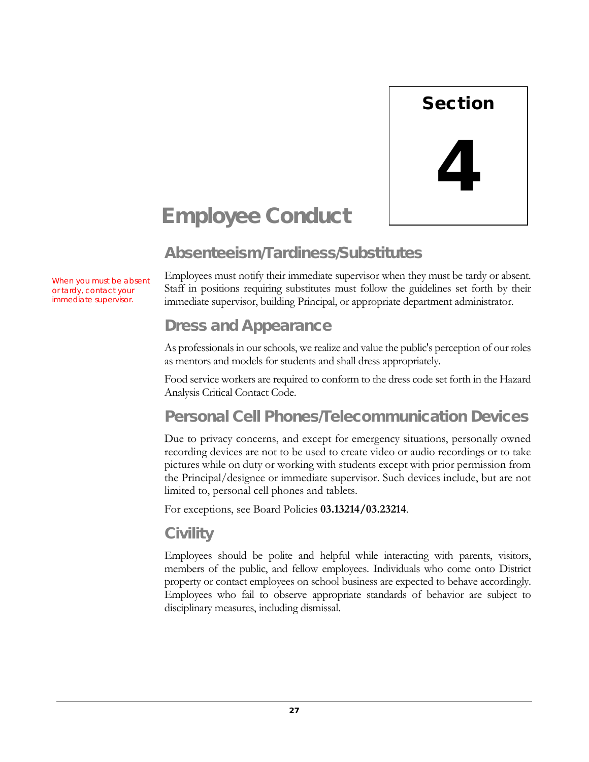# Section 4

# Employee Conduct

## Absenteeism/Tardiness/Substitutes

When you must be absent or tardy, contact your immediate supervisor.

Employees must notify their immediate supervisor when they must be tardy or absent. Staff in positions requiring substitutes must follow the guidelines set forth by their immediate supervisor, building Principal, or appropriate department administrator.

## Dress and Appearance

As professionals in our schools, we realize and value the public's perception of our roles as mentors and models for students and shall dress appropriately.

Food service workers are required to conform to the dress code set forth in the Hazard Analysis Critical Contact Code.

## Personal Cell Phones/Telecommunication Devices

Due to privacy concerns, and except for emergency situations, personally owned recording devices are not to be used to create video or audio recordings or to take pictures while on duty or working with students except with prior permission from the Principal/designee or immediate supervisor. Such devices include, but are not limited to, personal cell phones and tablets.

For exceptions, see Board Policies **03.13214/03.23214**.

## Civility

Employees should be polite and helpful while interacting with parents, visitors, members of the public, and fellow employees. Individuals who come onto District property or contact employees on school business are expected to behave accordingly. Employees who fail to observe appropriate standards of behavior are subject to disciplinary measures, including dismissal.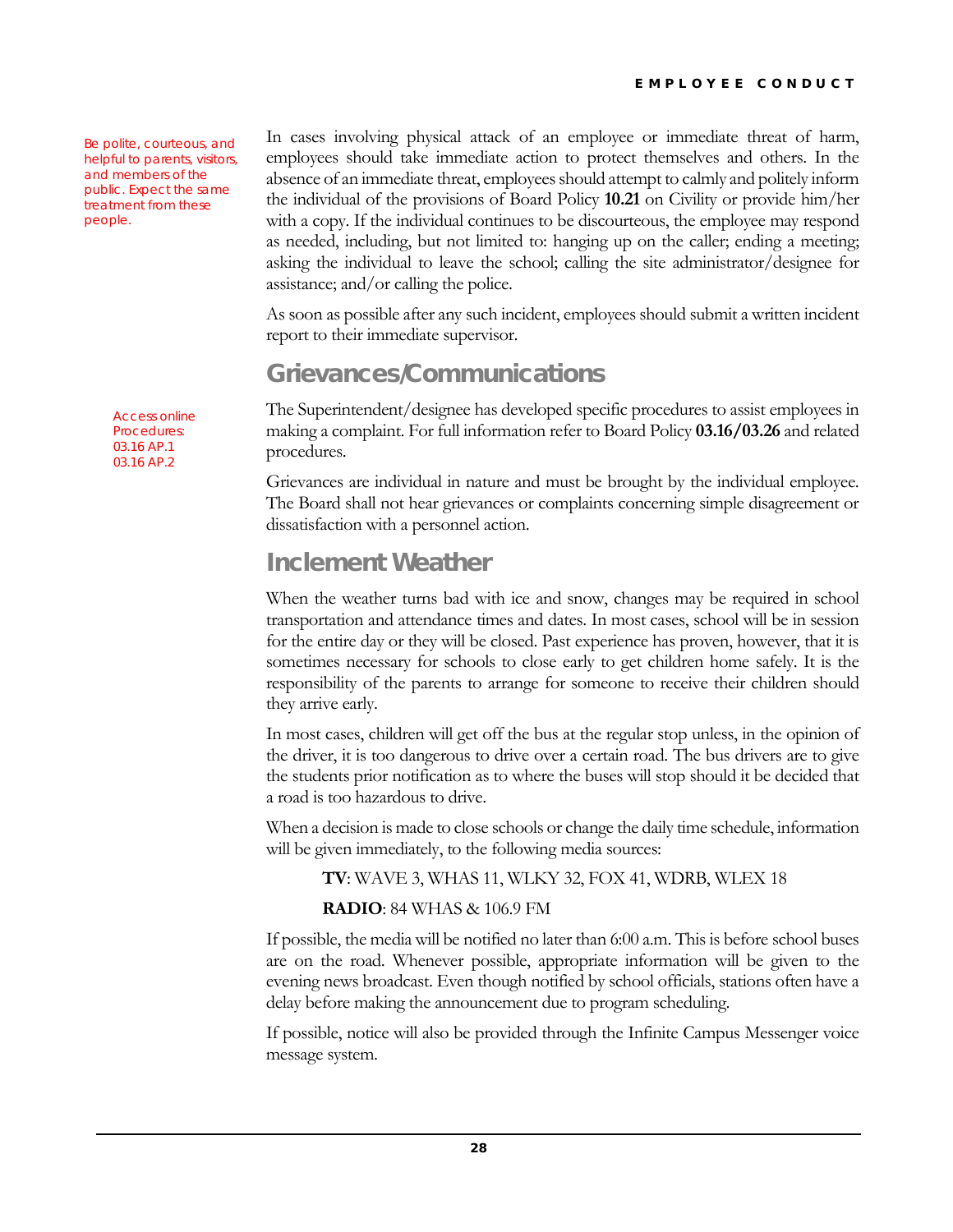Be polite, courteous, and helpful to parents, visitors, and members of the public. Expect the same treatment from these people.

In cases involving physical attack of an employee or immediate threat of harm, employees should take immediate action to protect themselves and others. In the absence of an immediate threat, employees should attempt to calmly and politely inform the individual of the provisions of Board Policy **10.21** on Civility or provide him/her with a copy. If the individual continues to be discourteous, the employee may respond as needed, including, but not limited to: hanging up on the caller; ending a meeting; asking the individual to leave the school; calling the site administrator/designee for assistance; and/or calling the police.

As soon as possible after any such incident, employees should submit a written incident report to their immediate supervisor.

## Grievances/Communications

Access online Procedures:
03.16 AP.1
03.16 AP.2

The Superintendent/designee has developed specific procedures to assist employees in making a complaint. For full information refer to Board Policy **03.16/03.26** and related procedures.

Grievances are individual in nature and must be brought by the individual employee. The Board shall not hear grievances or complaints concerning simple disagreement or dissatisfaction with a personnel action.

## Inclement Weather

When the weather turns bad with ice and snow, changes may be required in school transportation and attendance times and dates. In most cases, school will be in session for the entire day or they will be closed. Past experience has proven, however, that it is sometimes necessary for schools to close early to get children home safely. It is the responsibility of the parents to arrange for someone to receive their children should they arrive early.

In most cases, children will get off the bus at the regular stop unless, in the opinion of the driver, it is too dangerous to drive over a certain road. The bus drivers are to give the students prior notification as to where the buses will stop should it be decided that a road is too hazardous to drive.

When a decision is made to close schools or change the daily time schedule, information will be given immediately, to the following media sources:

**TV**: WAVE 3, WHAS 11, WLKY 32, FOX 41, WDRB, WLEX 18

**RADIO**: 84 WHAS & 106.9 FM

If possible, the media will be notified no later than 6:00 a.m. This is before school buses are on the road. Whenever possible, appropriate information will be given to the evening news broadcast. Even though notified by school officials, stations often have a delay before making the announcement due to program scheduling.

If possible, notice will also be provided through the Infinite Campus Messenger voice message system.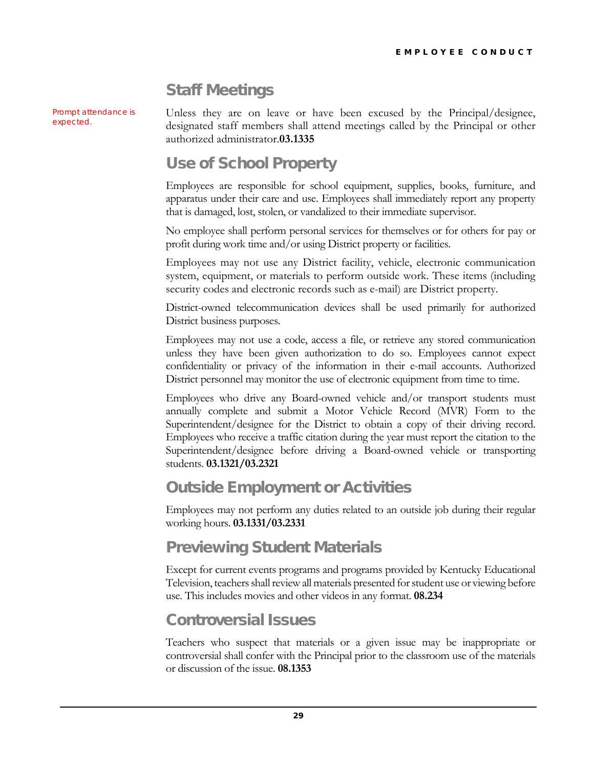## Staff Meetings

Prompt attendance is expected.

Unless they are on leave or have been excused by the Principal/designee, designated staff members shall attend meetings called by the Principal or other authorized administrator.**03.1335**

## Use of School Property

Employees are responsible for school equipment, supplies, books, furniture, and apparatus under their care and use. Employees shall immediately report any property that is damaged, lost, stolen, or vandalized to their immediate supervisor.

No employee shall perform personal services for themselves or for others for pay or profit during work time and/or using District property or facilities.

Employees may not use any District facility, vehicle, electronic communication system, equipment, or materials to perform outside work. These items (including security codes and electronic records such as e-mail) are District property.

District-owned telecommunication devices shall be used primarily for authorized District business purposes.

Employees may not use a code, access a file, or retrieve any stored communication unless they have been given authorization to do so. Employees cannot expect confidentiality or privacy of the information in their e-mail accounts. Authorized District personnel may monitor the use of electronic equipment from time to time.

Employees who drive any Board-owned vehicle and/or transport students must annually complete and submit a Motor Vehicle Record (MVR) Form to the Superintendent/designee for the District to obtain a copy of their driving record. Employees who receive a traffic citation during the year must report the citation to the Superintendent/designee before driving a Board-owned vehicle or transporting students. **03.1321/03.2321**

## Outside Employment or Activities

Employees may not perform any duties related to an outside job during their regular working hours. **03.1331/03.2331**

## Previewing Student Materials

Except for current events programs and programs provided by Kentucky Educational Television, teachers shall review all materials presented for student use or viewing before use. This includes movies and other videos in any format. **08.234**

## Controversial Issues

Teachers who suspect that materials or a given issue may be inappropriate or controversial shall confer with the Principal prior to the classroom use of the materials or discussion of the issue. **08.1353**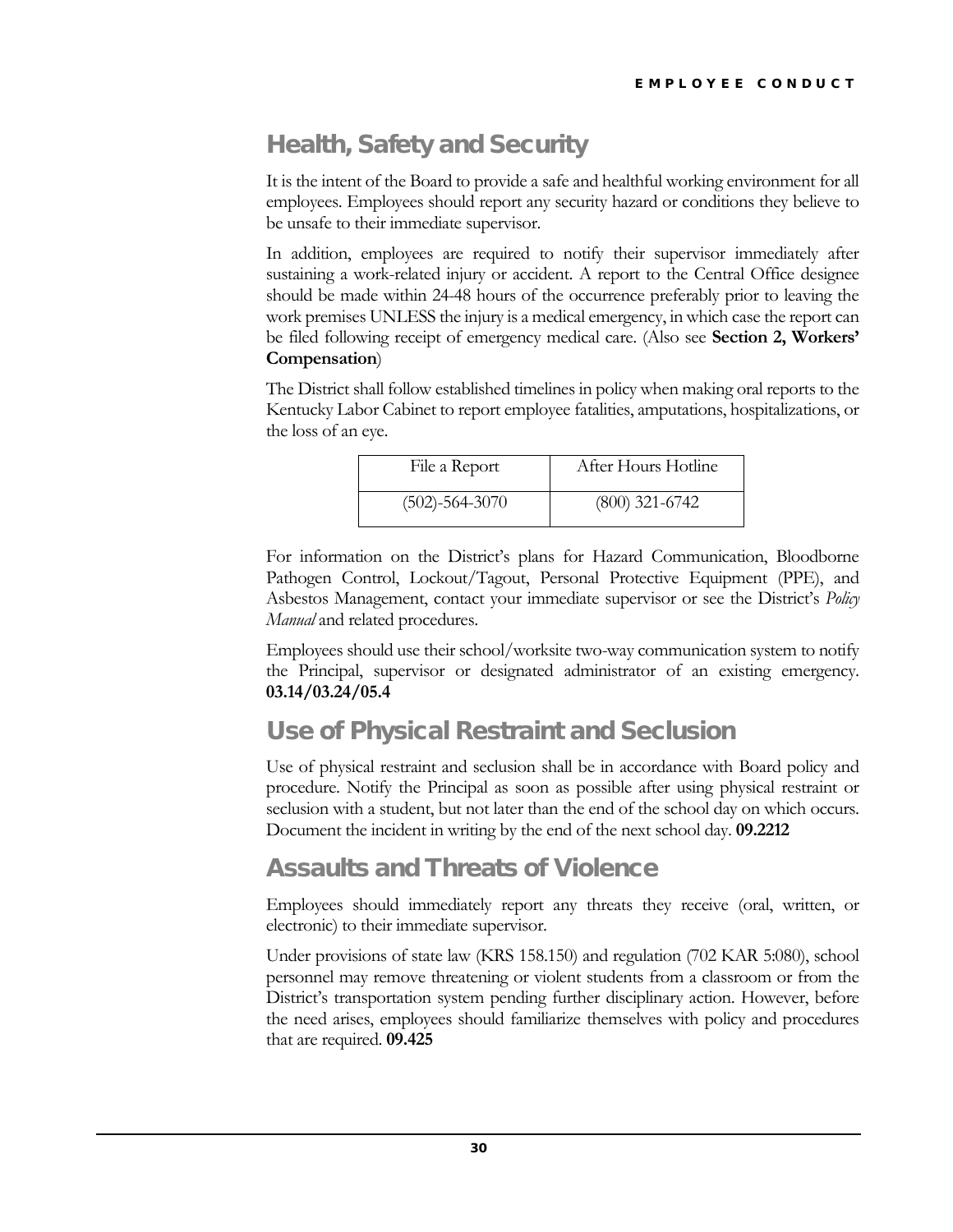## Health, Safety and Security

It is the intent of the Board to provide a safe and healthful working environment for all employees. Employees should report any security hazard or conditions they believe to be unsafe to their immediate supervisor.

In addition, employees are required to notify their supervisor immediately after sustaining a work-related injury or accident. A report to the Central Office designee should be made within 24-48 hours of the occurrence preferably prior to leaving the work premises UNLESS the injury is a medical emergency, in which case the report can be filed following receipt of emergency medical care. (Also see **Section 2, Workers' Compensation**)

The District shall follow established timelines in policy when making oral reports to the Kentucky Labor Cabinet to report employee fatalities, amputations, hospitalizations, or the loss of an eye.

| File a Report | After Hours Hotline |
|---|---|
| (502)-564-3070 | (800) 321-6742 |

For information on the District's plans for Hazard Communication, Bloodborne Pathogen Control, Lockout/Tagout, Personal Protective Equipment (PPE), and Asbestos Management, contact your immediate supervisor or see the District's *Policy Manual* and related procedures.

Employees should use their school/worksite two-way communication system to notify the Principal, supervisor or designated administrator of an existing emergency. **03.14/03.24/05.4**

## Use of Physical Restraint and Seclusion

Use of physical restraint and seclusion shall be in accordance with Board policy and procedure. Notify the Principal as soon as possible after using physical restraint or seclusion with a student, but not later than the end of the school day on which occurs. Document the incident in writing by the end of the next school day. **09.2212**

## Assaults and Threats of Violence

Employees should immediately report any threats they receive (oral, written, or electronic) to their immediate supervisor.

Under provisions of state law (KRS 158.150) and regulation (702 KAR 5:080), school personnel may remove threatening or violent students from a classroom or from the District's transportation system pending further disciplinary action. However, before the need arises, employees should familiarize themselves with policy and procedures that are required. **09.425**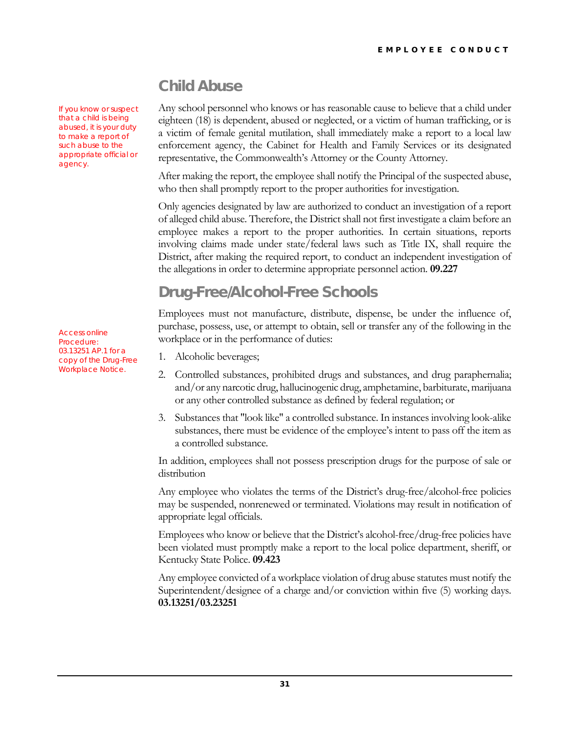## Child Abuse

If you know or suspect that a child is being abused, it is your duty to make a report of such abuse to the appropriate official or agency.

Any school personnel who knows or has reasonable cause to believe that a child under eighteen (18) is dependent, abused or neglected, or a victim of human trafficking, or is a victim of female genital mutilation, shall immediately make a report to a local law enforcement agency, the Cabinet for Health and Family Services or its designated representative, the Commonwealth's Attorney or the County Attorney.

After making the report, the employee shall notify the Principal of the suspected abuse, who then shall promptly report to the proper authorities for investigation.

Only agencies designated by law are authorized to conduct an investigation of a report of alleged child abuse. Therefore, the District shall not first investigate a claim before an employee makes a report to the proper authorities. In certain situations, reports involving claims made under state/federal laws such as Title IX, shall require the District, after making the required report, to conduct an independent investigation of the allegations in order to determine appropriate personnel action. **09.227**

## Drug-Free/Alcohol-Free Schools

Access online Procedure: 03.13251 AP.1 for a copy of the Drug-Free Workplace Notice.

Employees must not manufacture, distribute, dispense, be under the influence of, purchase, possess, use, or attempt to obtain, sell or transfer any of the following in the workplace or in the performance of duties:

1. Alcoholic beverages;
2. Controlled substances, prohibited drugs and substances, and drug paraphernalia; and/or any narcotic drug, hallucinogenic drug, amphetamine, barbiturate, marijuana or any other controlled substance as defined by federal regulation; or
3. Substances that "look like" a controlled substance. In instances involving look-alike substances, there must be evidence of the employee's intent to pass off the item as a controlled substance.

In addition, employees shall not possess prescription drugs for the purpose of sale or distribution

Any employee who violates the terms of the District's drug-free/alcohol-free policies may be suspended, nonrenewed or terminated. Violations may result in notification of appropriate legal officials.

Employees who know or believe that the District's alcohol-free/drug-free policies have been violated must promptly make a report to the local police department, sheriff, or Kentucky State Police. **09.423**

Any employee convicted of a workplace violation of drug abuse statutes must notify the Superintendent/designee of a charge and/or conviction within five (5) working days. **03.13251/03.23251**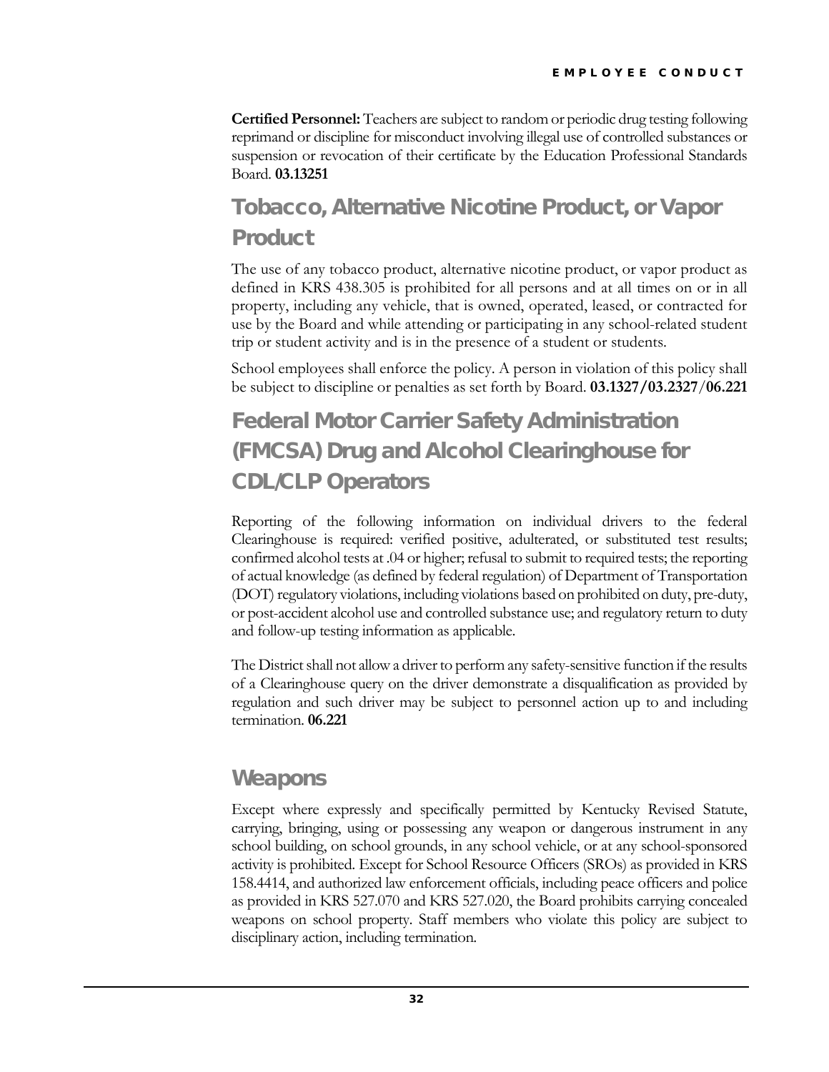**Certified Personnel:** Teachers are subject to random or periodic drug testing following reprimand or discipline for misconduct involving illegal use of controlled substances or suspension or revocation of their certificate by the Education Professional Standards Board. **03.13251**

## Tobacco, Alternative Nicotine Product, or Vapor Product

The use of any tobacco product, alternative nicotine product, or vapor product as defined in KRS 438.305 is prohibited for all persons and at all times on or in all property, including any vehicle, that is owned, operated, leased, or contracted for use by the Board and while attending or participating in any school-related student trip or student activity and is in the presence of a student or students.

School employees shall enforce the policy. A person in violation of this policy shall be subject to discipline or penalties as set forth by Board. **03.1327/03.2327/06.221**

## Federal Motor Carrier Safety Administration (FMCSA) Drug and Alcohol Clearinghouse for CDL/CLP Operators

Reporting of the following information on individual drivers to the federal Clearinghouse is required: verified positive, adulterated, or substituted test results; confirmed alcohol tests at .04 or higher; refusal to submit to required tests; the reporting of actual knowledge (as defined by federal regulation) of Department of Transportation (DOT) regulatory violations, including violations based on prohibited on duty, pre-duty, or post-accident alcohol use and controlled substance use; and regulatory return to duty and follow-up testing information as applicable.

The District shall not allow a driver to perform any safety-sensitive function if the results of a Clearinghouse query on the driver demonstrate a disqualification as provided by regulation and such driver may be subject to personnel action up to and including termination. **06.221**

## Weapons

Except where expressly and specifically permitted by Kentucky Revised Statute, carrying, bringing, using or possessing any weapon or dangerous instrument in any school building, on school grounds, in any school vehicle, or at any school-sponsored activity is prohibited. Except for School Resource Officers (SROs) as provided in KRS 158.4414, and authorized law enforcement officials, including peace officers and police as provided in KRS 527.070 and KRS 527.020, the Board prohibits carrying concealed weapons on school property. Staff members who violate this policy are subject to disciplinary action, including termination.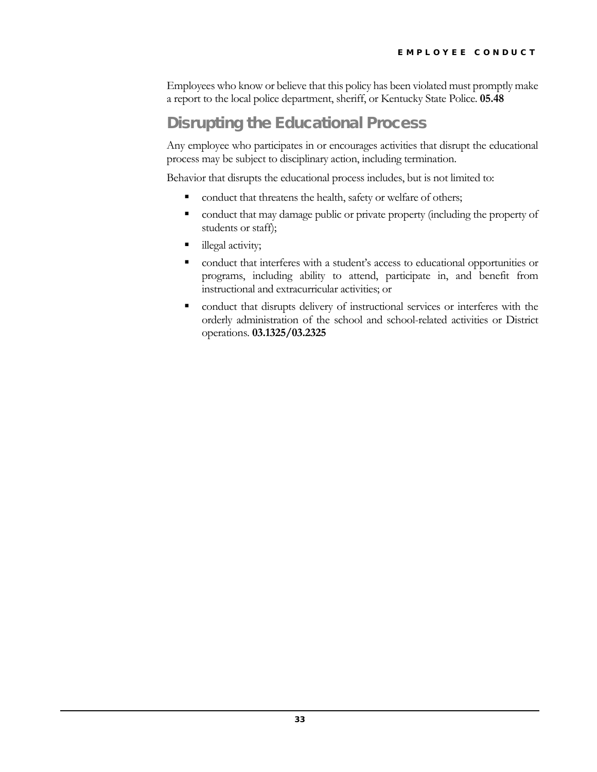Employees who know or believe that this policy has been violated must promptly make a report to the local police department, sheriff, or Kentucky State Police. **05.48**

## Disrupting the Educational Process

Any employee who participates in or encourages activities that disrupt the educational process may be subject to disciplinary action, including termination.

Behavior that disrupts the educational process includes, but is not limited to:

- conduct that threatens the health, safety or welfare of others;
- conduct that may damage public or private property (including the property of students or staff);
- illegal activity;
- conduct that interferes with a student's access to educational opportunities or programs, including ability to attend, participate in, and benefit from instructional and extracurricular activities; or
- conduct that disrupts delivery of instructional services or interferes with the orderly administration of the school and school-related activities or District operations. **03.1325/03.2325**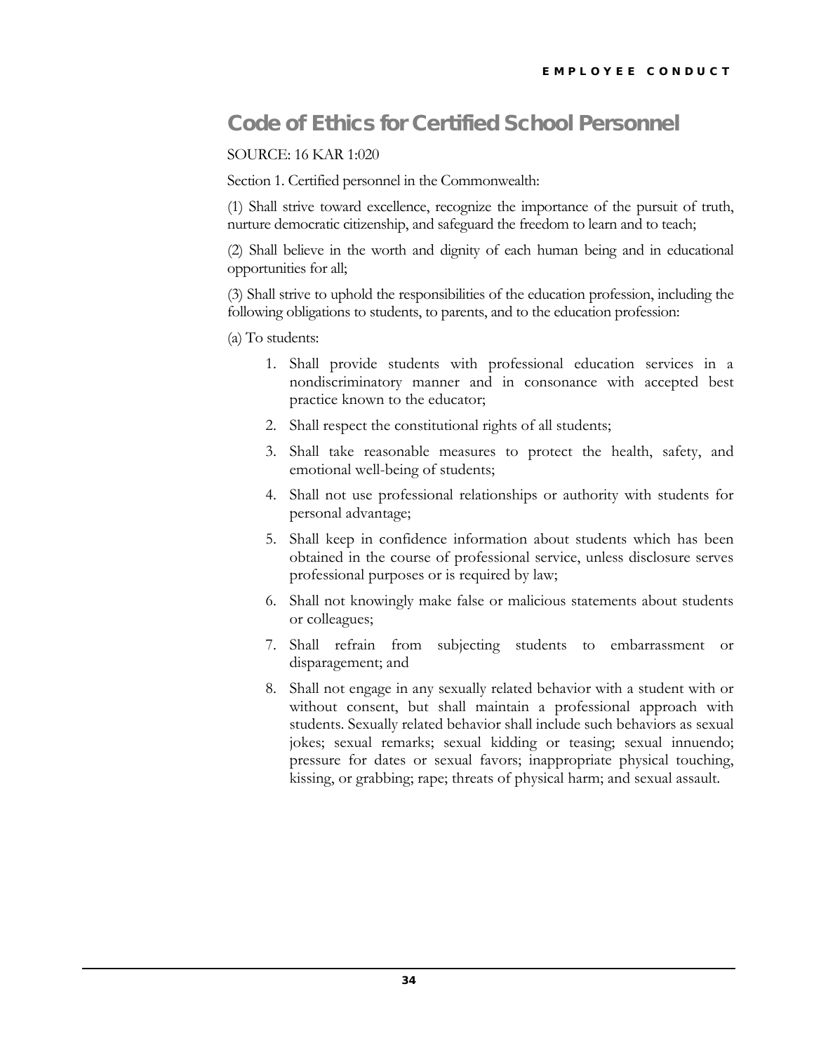## Code of Ethics for Certified School Personnel

SOURCE: 16 KAR 1:020

Section 1. Certified personnel in the Commonwealth:

(1) Shall strive toward excellence, recognize the importance of the pursuit of truth, nurture democratic citizenship, and safeguard the freedom to learn and to teach;

(2) Shall believe in the worth and dignity of each human being and in educational opportunities for all;

(3) Shall strive to uphold the responsibilities of the education profession, including the following obligations to students, to parents, and to the education profession:

(a) To students:

1. Shall provide students with professional education services in a nondiscriminatory manner and in consonance with accepted best practice known to the educator;
2. Shall respect the constitutional rights of all students;
3. Shall take reasonable measures to protect the health, safety, and emotional well-being of students;
4. Shall not use professional relationships or authority with students for personal advantage;
5. Shall keep in confidence information about students which has been obtained in the course of professional service, unless disclosure serves professional purposes or is required by law;
6. Shall not knowingly make false or malicious statements about students or colleagues;
7. Shall refrain from subjecting students to embarrassment or disparagement; and
8. Shall not engage in any sexually related behavior with a student with or without consent, but shall maintain a professional approach with students. Sexually related behavior shall include such behaviors as sexual jokes; sexual remarks; sexual kidding or teasing; sexual innuendo; pressure for dates or sexual favors; inappropriate physical touching, kissing, or grabbing; rape; threats of physical harm; and sexual assault.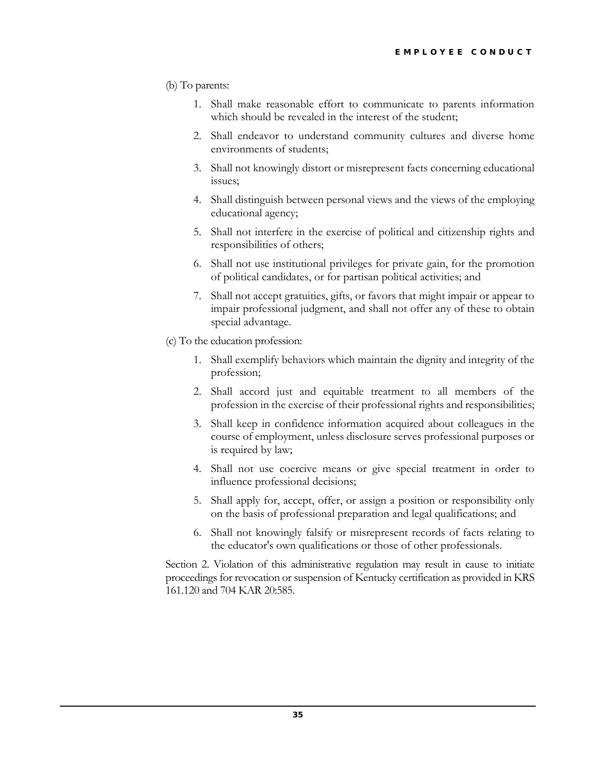(b) To parents:

1. Shall make reasonable effort to communicate to parents information which should be revealed in the interest of the student;
2. Shall endeavor to understand community cultures and diverse home environments of students;
3. Shall not knowingly distort or misrepresent facts concerning educational issues;
4. Shall distinguish between personal views and the views of the employing educational agency;
5. Shall not interfere in the exercise of political and citizenship rights and responsibilities of others;
6. Shall not use institutional privileges for private gain, for the promotion of political candidates, or for partisan political activities; and
7. Shall not accept gratuities, gifts, or favors that might impair or appear to impair professional judgment, and shall not offer any of these to obtain special advantage.

(c) To the education profession:

1. Shall exemplify behaviors which maintain the dignity and integrity of the profession;
2. Shall accord just and equitable treatment to all members of the profession in the exercise of their professional rights and responsibilities;
3. Shall keep in confidence information acquired about colleagues in the course of employment, unless disclosure serves professional purposes or is required by law;
4. Shall not use coercive means or give special treatment in order to influence professional decisions;
5. Shall apply for, accept, offer, or assign a position or responsibility only on the basis of professional preparation and legal qualifications; and
6. Shall not knowingly falsify or misrepresent records of facts relating to the educator's own qualifications or those of other professionals.

Section 2. Violation of this administrative regulation may result in cause to initiate proceedings for revocation or suspension of Kentucky certification as provided in KRS 161.120 and 704 KAR 20:585.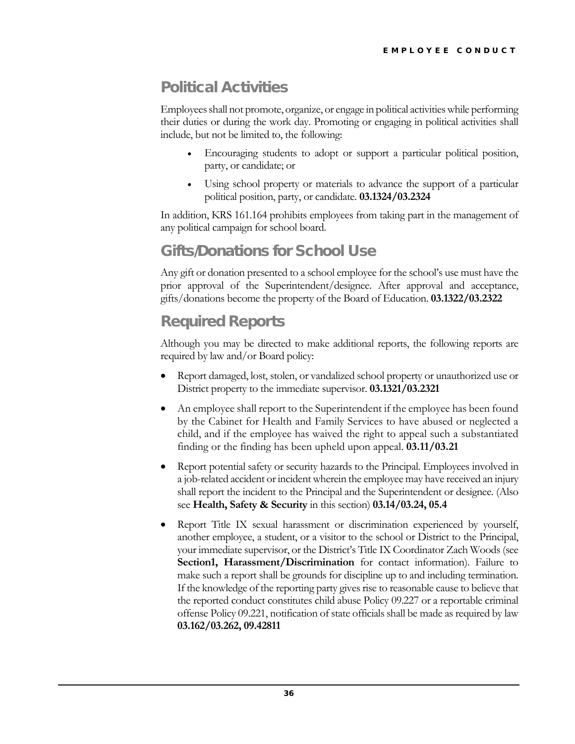## Political Activities

Employees shall not promote, organize, or engage in political activities while performing their duties or during the work day. Promoting or engaging in political activities shall include, but not be limited to, the following:

- Encouraging students to adopt or support a particular political position, party, or candidate; or
- Using school property or materials to advance the support of a particular political position, party, or candidate. **03.1324/03.2324**

In addition, KRS 161.164 prohibits employees from taking part in the management of any political campaign for school board.

## Gifts/Donations for School Use

Any gift or donation presented to a school employee for the school's use must have the prior approval of the Superintendent/designee. After approval and acceptance, gifts/donations become the property of the Board of Education. **03.1322/03.2322**

## Required Reports

Although you may be directed to make additional reports, the following reports are required by law and/or Board policy:

- Report damaged, lost, stolen, or vandalized school property or unauthorized use or District property to the immediate supervisor. **03.1321/03.2321**
- An employee shall report to the Superintendent if the employee has been found by the Cabinet for Health and Family Services to have abused or neglected a child, and if the employee has waived the right to appeal such a substantiated finding or the finding has been upheld upon appeal. **03.11/03.21**
- Report potential safety or security hazards to the Principal. Employees involved in a job-related accident or incident wherein the employee may have received an injury shall report the incident to the Principal and the Superintendent or designee. (Also see **Health, Safety & Security** in this section) **03.14/03.24, 05.4**
- Report Title IX sexual harassment or discrimination experienced by yourself, another employee, a student, or a visitor to the school or District to the Principal, your immediate supervisor, or the District's Title IX Coordinator Zach Woods (see **Section1, Harassment/Discrimination** for contact information). Failure to make such a report shall be grounds for discipline up to and including termination. If the knowledge of the reporting party gives rise to reasonable cause to believe that the reported conduct constitutes child abuse Policy 09.227 or a reportable criminal offense Policy 09.221, notification of state officials shall be made as required by law **03.162/03.262, 09.42811**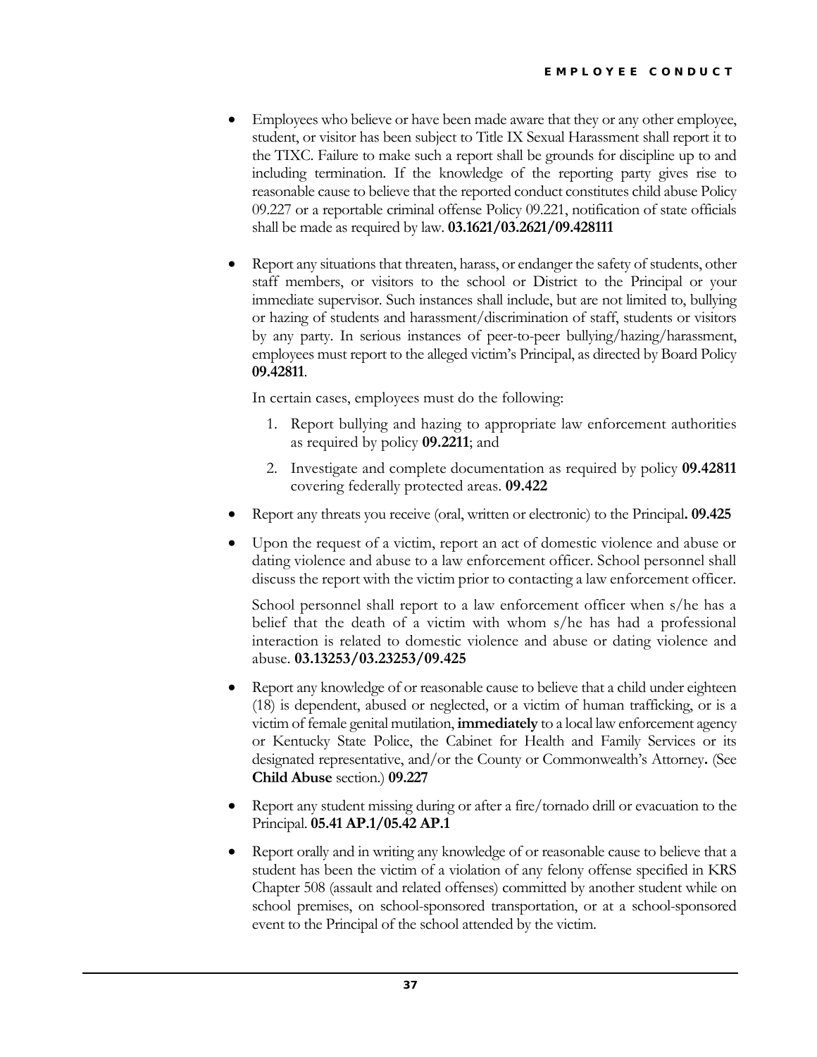- Employees who believe or have been made aware that they or any other employee, student, or visitor has been subject to Title IX Sexual Harassment shall report it to the TIXC. Failure to make such a report shall be grounds for discipline up to and including termination. If the knowledge of the reporting party gives rise to reasonable cause to believe that the reported conduct constitutes child abuse Policy 09.227 or a reportable criminal offense Policy 09.221, notification of state officials shall be made as required by law. **03.1621/03.2621/09.428111**

- Report any situations that threaten, harass, or endanger the safety of students, other staff members, or visitors to the school or District to the Principal or your immediate supervisor. Such instances shall include, but are not limited to, bullying or hazing of students and harassment/discrimination of staff, students or visitors by any party. In serious instances of peer-to-peer bullying/hazing/harassment, employees must report to the alleged victim's Principal, as directed by Board Policy **09.42811**.

  In certain cases, employees must do the following:

  1. Report bullying and hazing to appropriate law enforcement authorities as required by policy **09.2211**; and
  2. Investigate and complete documentation as required by policy **09.42811** covering federally protected areas. **09.422**

- Report any threats you receive (oral, written or electronic) to the Principal**. 09.425**

- Upon the request of a victim, report an act of domestic violence and abuse or dating violence and abuse to a law enforcement officer. School personnel shall discuss the report with the victim prior to contacting a law enforcement officer.

  School personnel shall report to a law enforcement officer when s/he has a belief that the death of a victim with whom s/he has had a professional interaction is related to domestic violence and abuse or dating violence and abuse. **03.13253/03.23253/09.425**

- Report any knowledge of or reasonable cause to believe that a child under eighteen (18) is dependent, abused or neglected, or a victim of human trafficking, or is a victim of female genital mutilation, **immediately** to a local law enforcement agency or Kentucky State Police, the Cabinet for Health and Family Services or its designated representative, and/or the County or Commonwealth's Attorney**.** (See **Child Abuse** section.) **09.227**

- Report any student missing during or after a fire/tornado drill or evacuation to the Principal. **05.41 AP.1/05.42 AP.1**

- Report orally and in writing any knowledge of or reasonable cause to believe that a student has been the victim of a violation of any felony offense specified in KRS Chapter 508 (assault and related offenses) committed by another student while on school premises, on school-sponsored transportation, or at a school-sponsored event to the Principal of the school attended by the victim.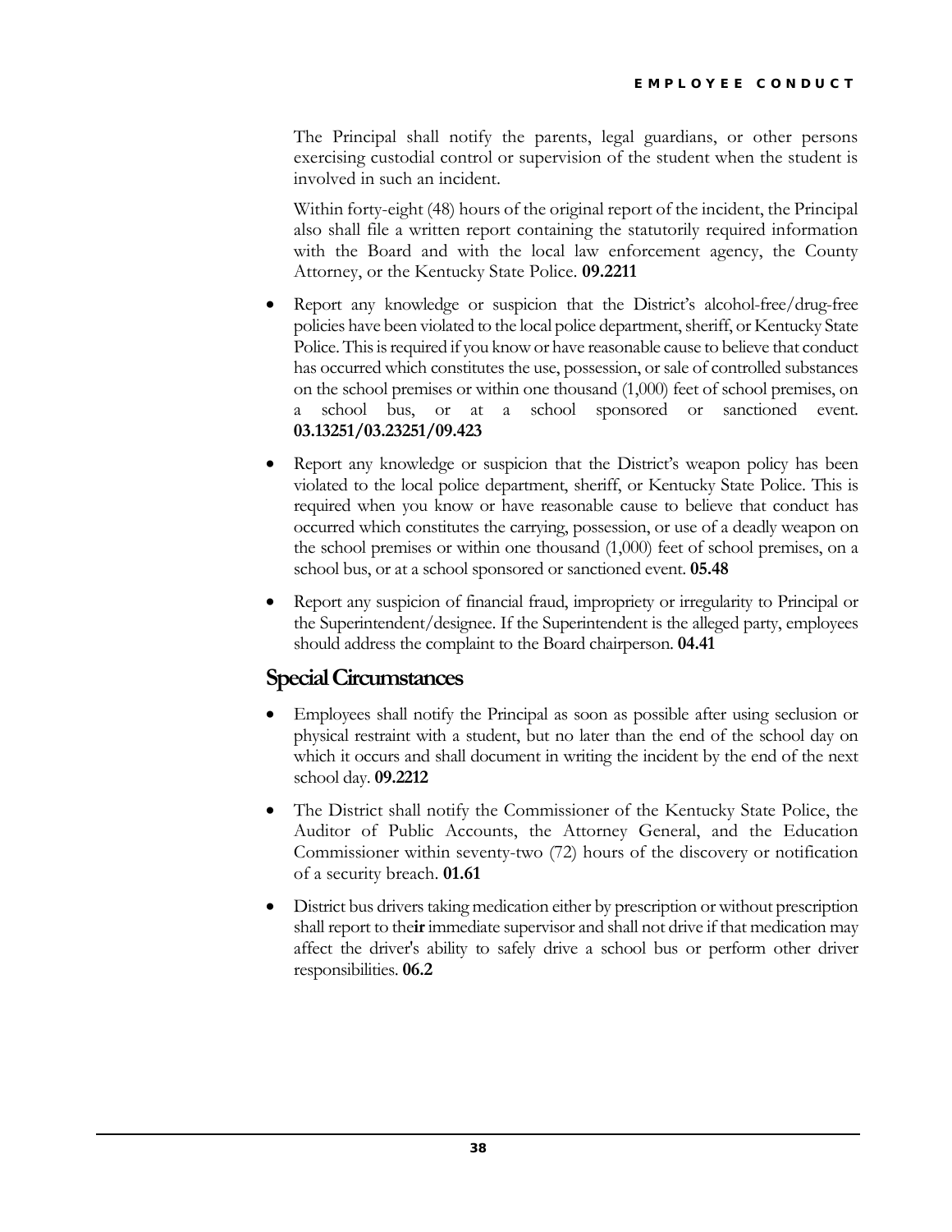The Principal shall notify the parents, legal guardians, or other persons exercising custodial control or supervision of the student when the student is involved in such an incident.

Within forty-eight (48) hours of the original report of the incident, the Principal also shall file a written report containing the statutorily required information with the Board and with the local law enforcement agency, the County Attorney, or the Kentucky State Police. **09.2211**

- Report any knowledge or suspicion that the District's alcohol-free/drug-free policies have been violated to the local police department, sheriff, or Kentucky State Police. This is required if you know or have reasonable cause to believe that conduct has occurred which constitutes the use, possession, or sale of controlled substances on the school premises or within one thousand (1,000) feet of school premises, on a school bus, or at a school sponsored or sanctioned event. **03.13251/03.23251/09.423**
- Report any knowledge or suspicion that the District's weapon policy has been violated to the local police department, sheriff, or Kentucky State Police. This is required when you know or have reasonable cause to believe that conduct has occurred which constitutes the carrying, possession, or use of a deadly weapon on the school premises or within one thousand (1,000) feet of school premises, on a school bus, or at a school sponsored or sanctioned event. **05.48**
- Report any suspicion of financial fraud, impropriety or irregularity to Principal or the Superintendent/designee. If the Superintendent is the alleged party, employees should address the complaint to the Board chairperson. **04.41**

## Special Circumstances

- Employees shall notify the Principal as soon as possible after using seclusion or physical restraint with a student, but no later than the end of the school day on which it occurs and shall document in writing the incident by the end of the next school day. **09.2212**
- The District shall notify the Commissioner of the Kentucky State Police, the Auditor of Public Accounts, the Attorney General, and the Education Commissioner within seventy-two (72) hours of the discovery or notification of a security breach. **01.61**
- District bus drivers taking medication either by prescription or without prescription shall report to their immediate supervisor and shall not drive if that medication may affect the driver's ability to safely drive a school bus or perform other driver responsibilities. **06.2**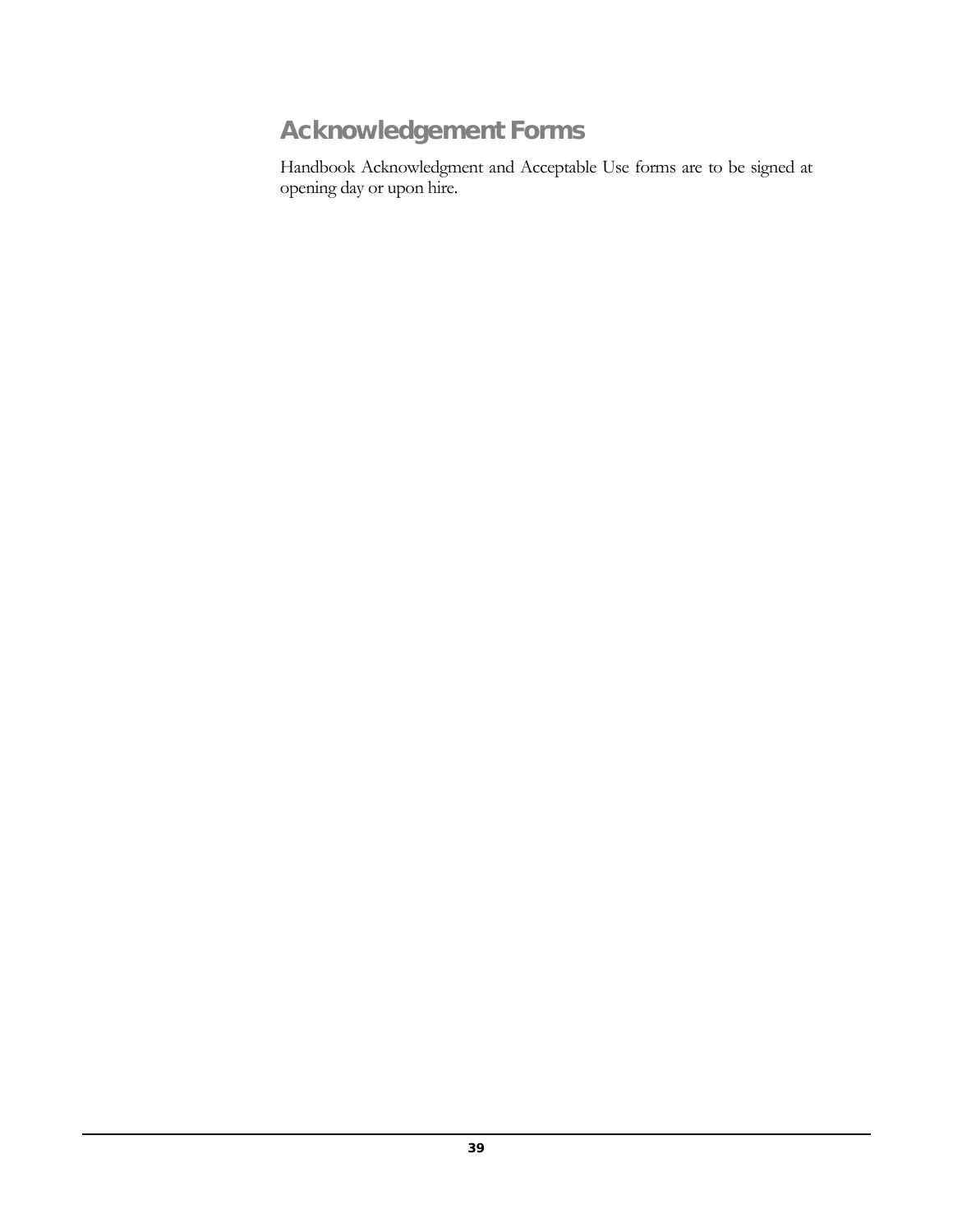## Acknowledgement Forms

Handbook Acknowledgment and Acceptable Use forms are to be signed at opening day or upon hire.